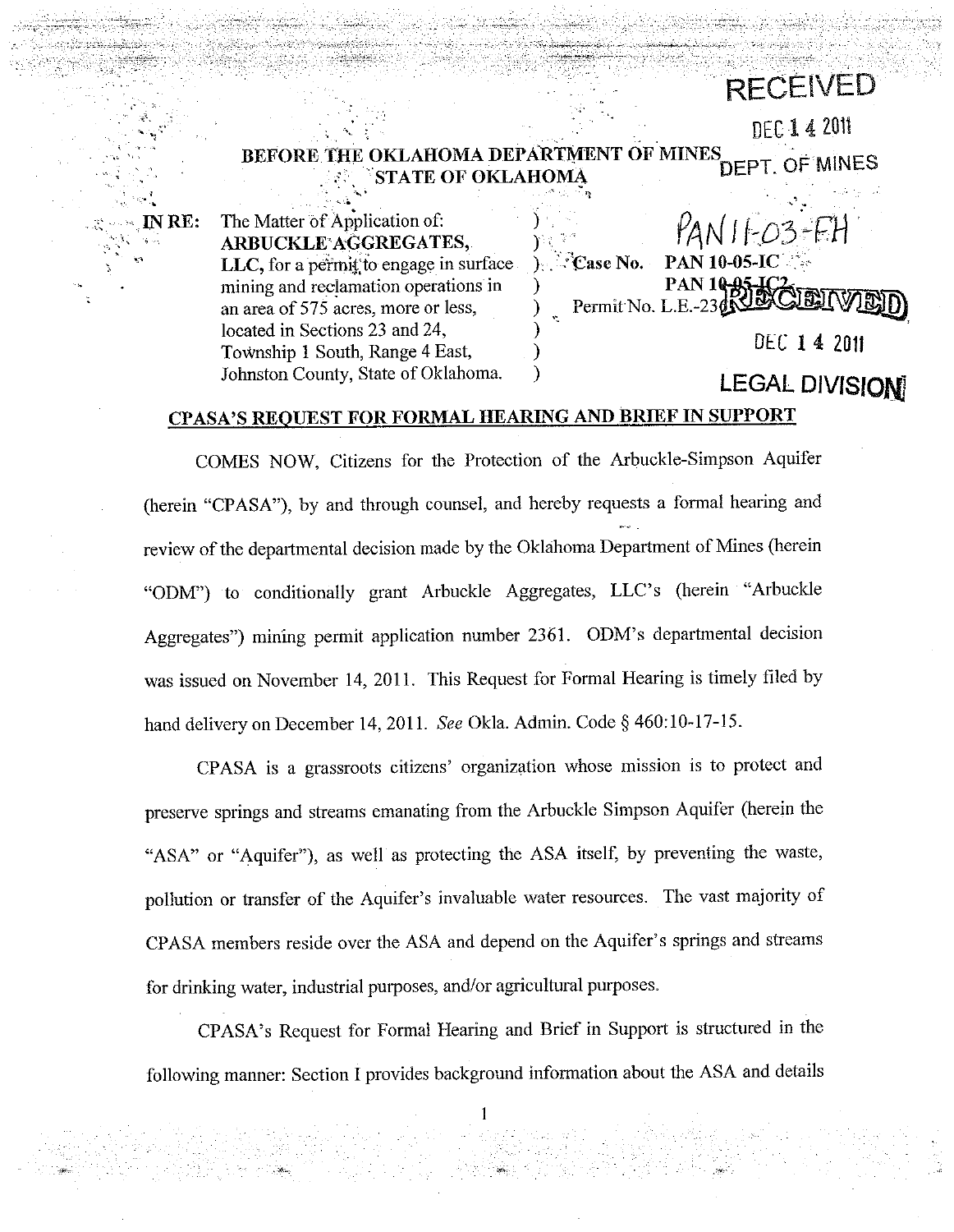RECEIVED

DEC 14 2011

DEPT. OF MINES

**BEFORE THE OKLAHOMA DEPARTMENT OF MINES**
**STATE OF OKLAHOMA**

| | | |
|---|---|---|
| **IN RE:** The Matter of Application of: **ARBUCKLE AGGREGATES, LLC,** for a permit to engage in surface mining and reclamation operations in an area of 575 acres, more or less, located in Sections 23 and 24, Township 1 South, Range 4 East, Johnston County, State of Oklahoma. | ) | PAN 11-03-FH<br>**Case No. PAN 10-05-IC**<br>**PAN 10-05-IC2**<br>Permit No. L.E.-2361 |

RECEIVED

DEC 14 2011

LEGAL DIVISION

## CPASA'S REQUEST FOR FORMAL HEARING AND BRIEF IN SUPPORT

COMES NOW, Citizens for the Protection of the Arbuckle-Simpson Aquifer (herein "CPASA"), by and through counsel, and hereby requests a formal hearing and review of the departmental decision made by the Oklahoma Department of Mines (herein "ODM") to conditionally grant Arbuckle Aggregates, LLC's (herein "Arbuckle Aggregates") mining permit application number 2361. ODM's departmental decision was issued on November 14, 2011. This Request for Formal Hearing is timely filed by hand delivery on December 14, 2011. *See* Okla. Admin. Code § 460:10-17-15.

CPASA is a grassroots citizens' organization whose mission is to protect and preserve springs and streams emanating from the Arbuckle Simpson Aquifer (herein the "ASA" or "Aquifer"), as well as protecting the ASA itself, by preventing the waste, pollution or transfer of the Aquifer's invaluable water resources. The vast majority of CPASA members reside over the ASA and depend on the Aquifer's springs and streams for drinking water, industrial purposes, and/or agricultural purposes.

CPASA's Request for Formal Hearing and Brief in Support is structured in the following manner: Section I provides background information about the ASA and details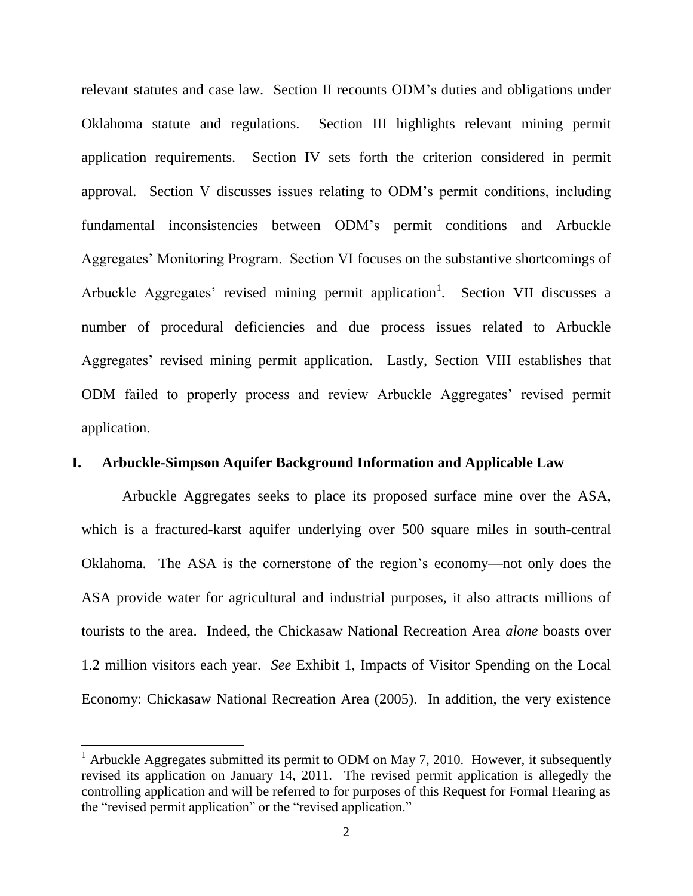relevant statutes and case law. Section II recounts ODM's duties and obligations under Oklahoma statute and regulations. Section III highlights relevant mining permit application requirements. Section IV sets forth the criterion considered in permit approval. Section V discusses issues relating to ODM's permit conditions, including fundamental inconsistencies between ODM's permit conditions and Arbuckle Aggregates' Monitoring Program. Section VI focuses on the substantive shortcomings of Arbuckle Aggregates' revised mining permit application[1]. Section VII discusses a number of procedural deficiencies and due process issues related to Arbuckle Aggregates' revised mining permit application. Lastly, Section VIII establishes that ODM failed to properly process and review Arbuckle Aggregates' revised permit application.

## I. Arbuckle-Simpson Aquifer Background Information and Applicable Law

Arbuckle Aggregates seeks to place its proposed surface mine over the ASA, which is a fractured-karst aquifer underlying over 500 square miles in south-central Oklahoma. The ASA is the cornerstone of the region's economy—not only does the ASA provide water for agricultural and industrial purposes, it also attracts millions of tourists to the area. Indeed, the Chickasaw National Recreation Area *alone* boasts over 1.2 million visitors each year. *See* Exhibit 1, Impacts of Visitor Spending on the Local Economy: Chickasaw National Recreation Area (2005). In addition, the very existence

---

[1] Arbuckle Aggregates submitted its permit to ODM on May 7, 2010. However, it subsequently revised its application on January 14, 2011. The revised permit application is allegedly the controlling application and will be referred to for purposes of this Request for Formal Hearing as the "revised permit application" or the "revised application."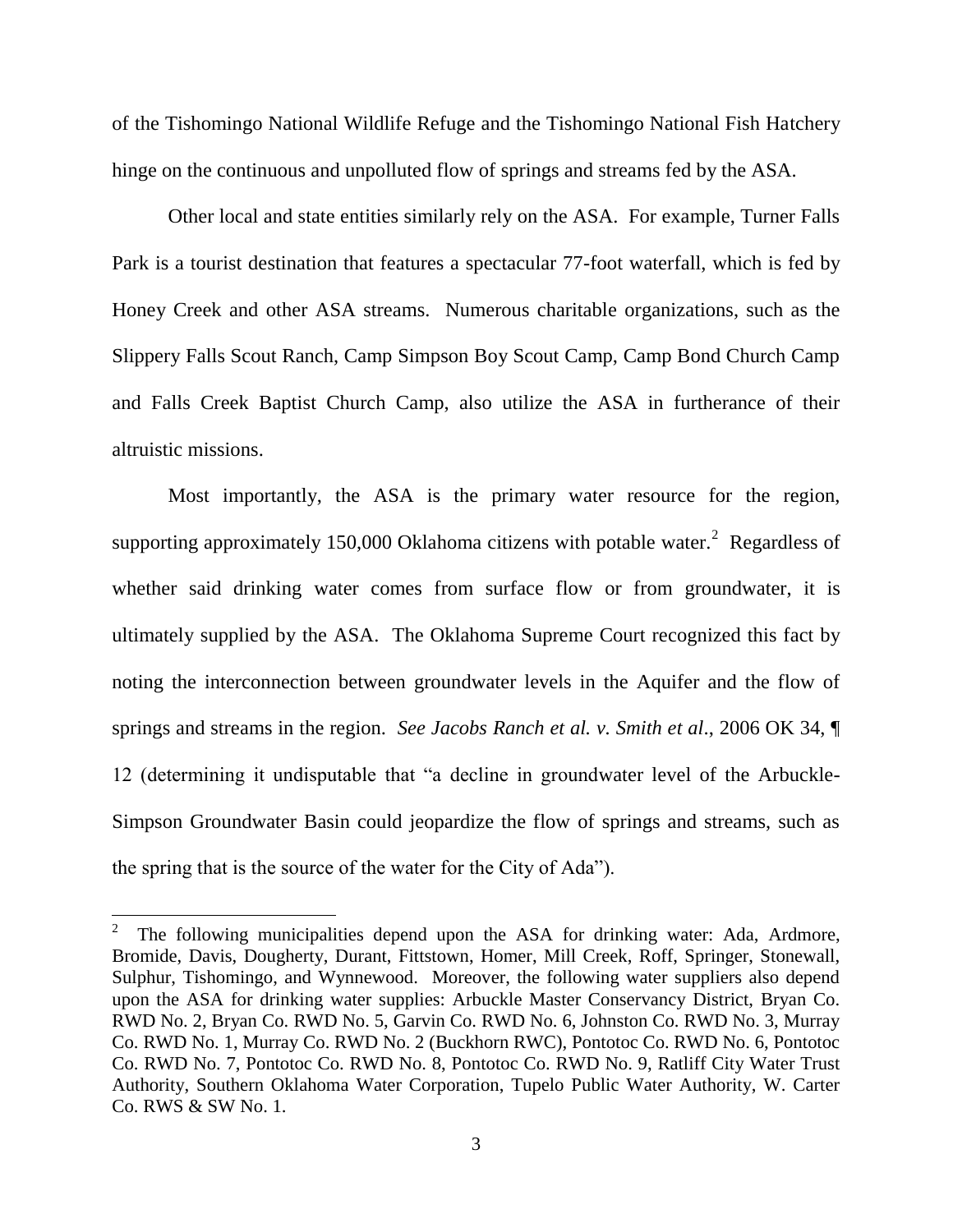of the Tishomingo National Wildlife Refuge and the Tishomingo National Fish Hatchery hinge on the continuous and unpolluted flow of springs and streams fed by the ASA.

Other local and state entities similarly rely on the ASA. For example, Turner Falls Park is a tourist destination that features a spectacular 77-foot waterfall, which is fed by Honey Creek and other ASA streams. Numerous charitable organizations, such as the Slippery Falls Scout Ranch, Camp Simpson Boy Scout Camp, Camp Bond Church Camp and Falls Creek Baptist Church Camp, also utilize the ASA in furtherance of their altruistic missions.

Most importantly, the ASA is the primary water resource for the region, supporting approximately 150,000 Oklahoma citizens with potable water.[2] Regardless of whether said drinking water comes from surface flow or from groundwater, it is ultimately supplied by the ASA. The Oklahoma Supreme Court recognized this fact by noting the interconnection between groundwater levels in the Aquifer and the flow of springs and streams in the region. *See Jacobs Ranch et al. v. Smith et al*., 2006 OK 34, ¶ 12 (determining it undisputable that "a decline in groundwater level of the Arbuckle-Simpson Groundwater Basin could jeopardize the flow of springs and streams, such as the spring that is the source of the water for the City of Ada").

---

[2] The following municipalities depend upon the ASA for drinking water: Ada, Ardmore, Bromide, Davis, Dougherty, Durant, Fittstown, Homer, Mill Creek, Roff, Springer, Stonewall, Sulphur, Tishomingo, and Wynnewood. Moreover, the following water suppliers also depend upon the ASA for drinking water supplies: Arbuckle Master Conservancy District, Bryan Co. RWD No. 2, Bryan Co. RWD No. 5, Garvin Co. RWD No. 6, Johnston Co. RWD No. 3, Murray Co. RWD No. 1, Murray Co. RWD No. 2 (Buckhorn RWC), Pontotoc Co. RWD No. 6, Pontotoc Co. RWD No. 7, Pontotoc Co. RWD No. 8, Pontotoc Co. RWD No. 9, Ratliff City Water Trust Authority, Southern Oklahoma Water Corporation, Tupelo Public Water Authority, W. Carter Co. RWS & SW No. 1.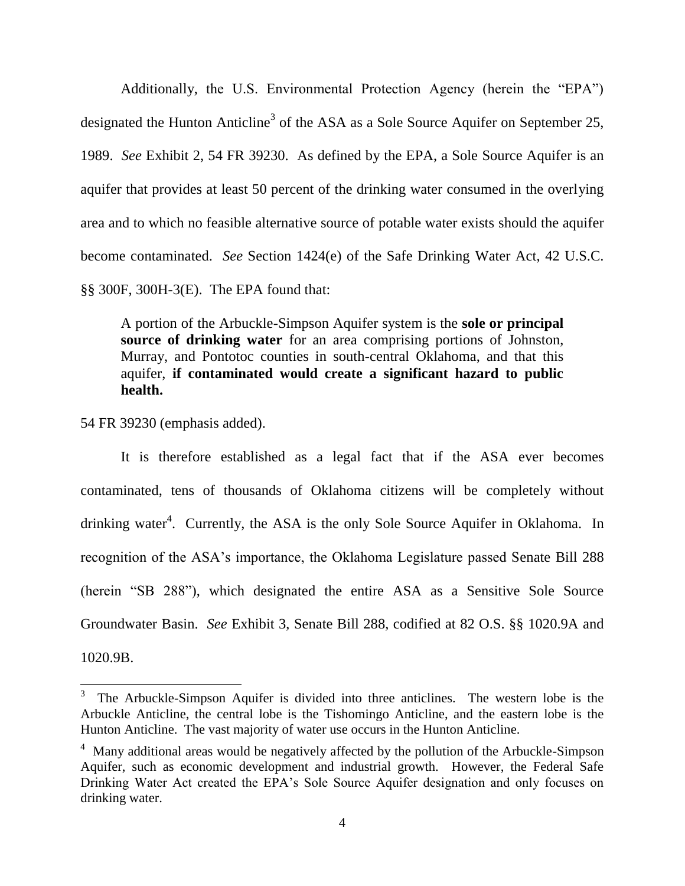Additionally, the U.S. Environmental Protection Agency (herein the "EPA") designated the Hunton Anticline[3] of the ASA as a Sole Source Aquifer on September 25, 1989. *See* Exhibit 2, 54 FR 39230. As defined by the EPA, a Sole Source Aquifer is an aquifer that provides at least 50 percent of the drinking water consumed in the overlying area and to which no feasible alternative source of potable water exists should the aquifer become contaminated. *See* Section 1424(e) of the Safe Drinking Water Act, 42 U.S.C. §§ 300F, 300H-3(E). The EPA found that:

> A portion of the Arbuckle-Simpson Aquifer system is the **sole or principal source of drinking water** for an area comprising portions of Johnston, Murray, and Pontotoc counties in south-central Oklahoma, and that this aquifer, **if contaminated would create a significant hazard to public health.**

54 FR 39230 (emphasis added).

It is therefore established as a legal fact that if the ASA ever becomes contaminated, tens of thousands of Oklahoma citizens will be completely without drinking water[4]. Currently, the ASA is the only Sole Source Aquifer in Oklahoma. In recognition of the ASA's importance, the Oklahoma Legislature passed Senate Bill 288 (herein "SB 288"), which designated the entire ASA as a Sensitive Sole Source Groundwater Basin. *See* Exhibit 3, Senate Bill 288, codified at 82 O.S. §§ 1020.9A and 1020.9B.

---

[3] The Arbuckle-Simpson Aquifer is divided into three anticlines. The western lobe is the Arbuckle Anticline, the central lobe is the Tishomingo Anticline, and the eastern lobe is the Hunton Anticline. The vast majority of water use occurs in the Hunton Anticline.

[4] Many additional areas would be negatively affected by the pollution of the Arbuckle-Simpson Aquifer, such as economic development and industrial growth. However, the Federal Safe Drinking Water Act created the EPA's Sole Source Aquifer designation and only focuses on drinking water.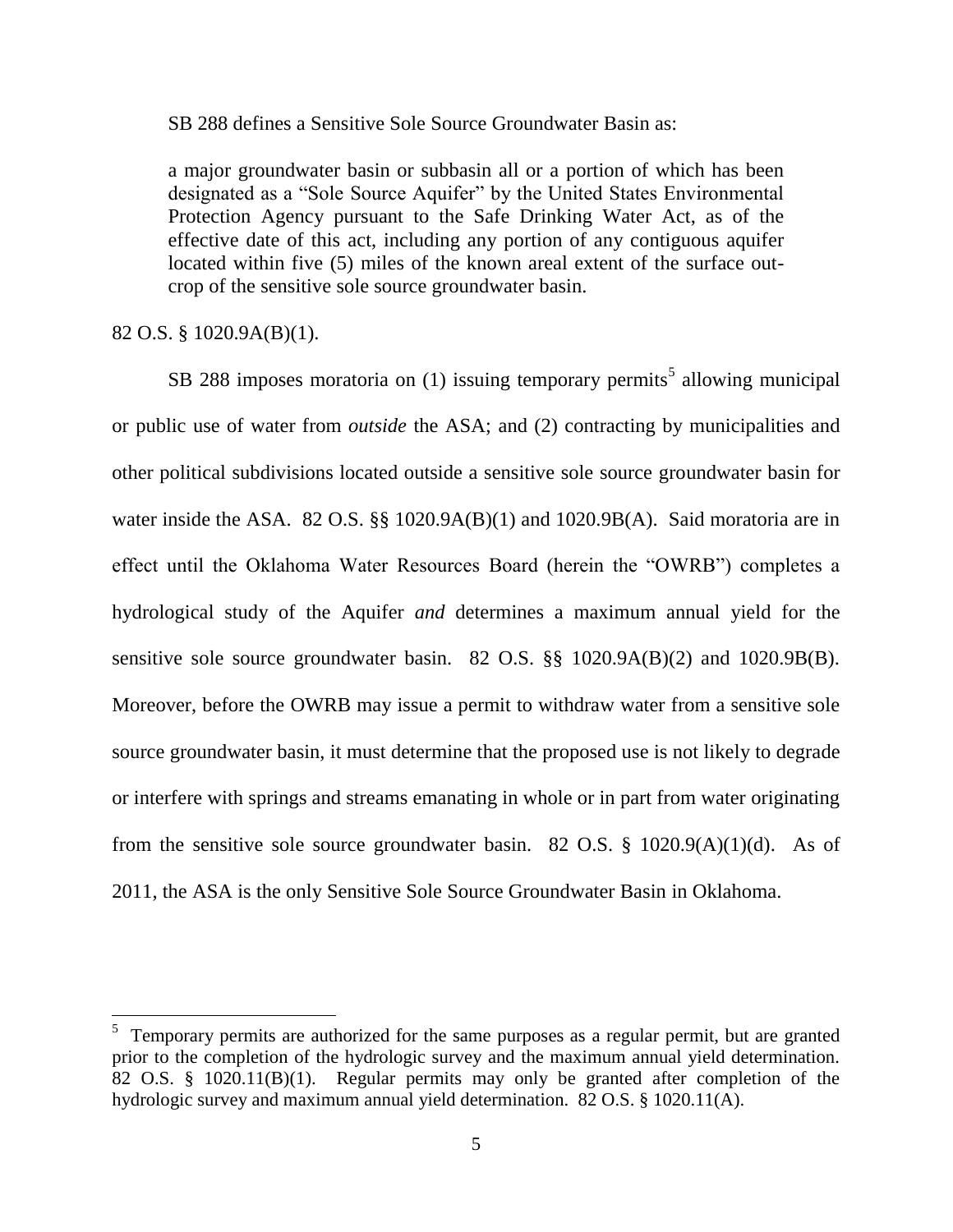SB 288 defines a Sensitive Sole Source Groundwater Basin as:

> a major groundwater basin or subbasin all or a portion of which has been designated as a "Sole Source Aquifer" by the United States Environmental Protection Agency pursuant to the Safe Drinking Water Act, as of the effective date of this act, including any portion of any contiguous aquifer located within five (5) miles of the known areal extent of the surface out-crop of the sensitive sole source groundwater basin.

82 O.S. § 1020.9A(B)(1).

SB 288 imposes moratoria on (1) issuing temporary permits[5] allowing municipal or public use of water from *outside* the ASA; and (2) contracting by municipalities and other political subdivisions located outside a sensitive sole source groundwater basin for water inside the ASA. 82 O.S. §§ 1020.9A(B)(1) and 1020.9B(A). Said moratoria are in effect until the Oklahoma Water Resources Board (herein the "OWRB") completes a hydrological study of the Aquifer *and* determines a maximum annual yield for the sensitive sole source groundwater basin. 82 O.S. §§ 1020.9A(B)(2) and 1020.9B(B). Moreover, before the OWRB may issue a permit to withdraw water from a sensitive sole source groundwater basin, it must determine that the proposed use is not likely to degrade or interfere with springs and streams emanating in whole or in part from water originating from the sensitive sole source groundwater basin. 82 O.S. § 1020.9(A)(1)(d). As of 2011, the ASA is the only Sensitive Sole Source Groundwater Basin in Oklahoma.

---

[5] Temporary permits are authorized for the same purposes as a regular permit, but are granted prior to the completion of the hydrologic survey and the maximum annual yield determination. 82 O.S. § 1020.11(B)(1). Regular permits may only be granted after completion of the hydrologic survey and maximum annual yield determination. 82 O.S. § 1020.11(A).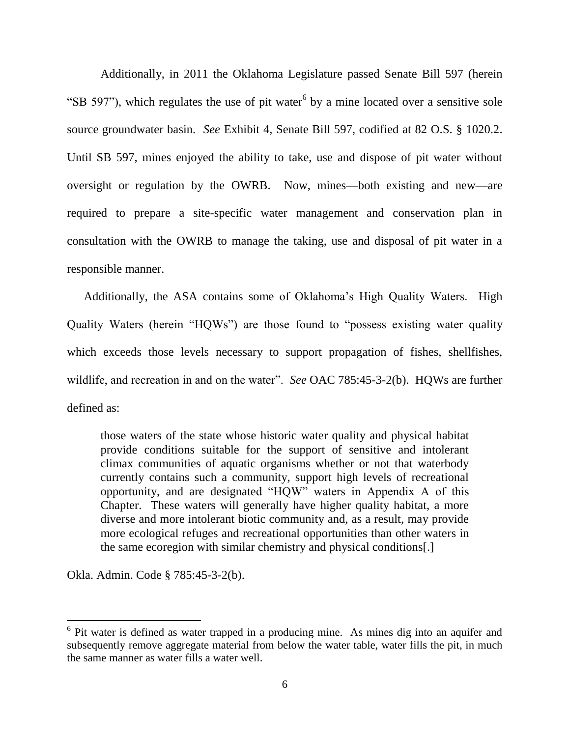Additionally, in 2011 the Oklahoma Legislature passed Senate Bill 597 (herein "SB 597"), which regulates the use of pit water[6] by a mine located over a sensitive sole source groundwater basin. *See* Exhibit 4, Senate Bill 597, codified at 82 O.S. § 1020.2. Until SB 597, mines enjoyed the ability to take, use and dispose of pit water without oversight or regulation by the OWRB. Now, mines—both existing and new—are required to prepare a site-specific water management and conservation plan in consultation with the OWRB to manage the taking, use and disposal of pit water in a responsible manner.

Additionally, the ASA contains some of Oklahoma's High Quality Waters. High Quality Waters (herein "HQWs") are those found to "possess existing water quality which exceeds those levels necessary to support propagation of fishes, shellfishes, wildlife, and recreation in and on the water". *See* OAC 785:45-3-2(b). HQWs are further defined as:

> those waters of the state whose historic water quality and physical habitat provide conditions suitable for the support of sensitive and intolerant climax communities of aquatic organisms whether or not that waterbody currently contains such a community, support high levels of recreational opportunity, and are designated "HQW" waters in Appendix A of this Chapter. These waters will generally have higher quality habitat, a more diverse and more intolerant biotic community and, as a result, may provide more ecological refuges and recreational opportunities than other waters in the same ecoregion with similar chemistry and physical conditions[.]

Okla. Admin. Code § 785:45-3-2(b).

---

[6] Pit water is defined as water trapped in a producing mine. As mines dig into an aquifer and subsequently remove aggregate material from below the water table, water fills the pit, in much the same manner as water fills a water well.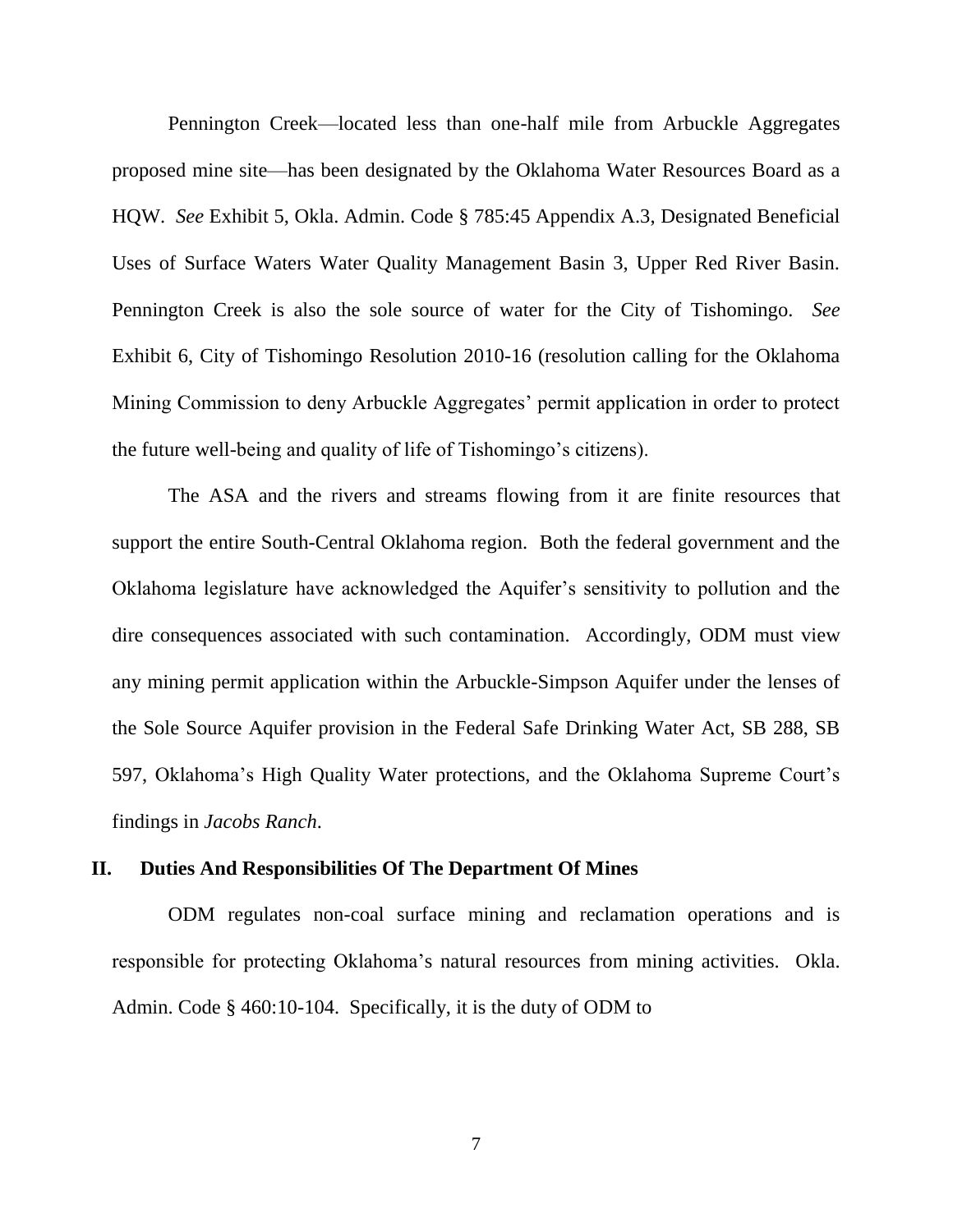Pennington Creek—located less than one-half mile from Arbuckle Aggregates proposed mine site—has been designated by the Oklahoma Water Resources Board as a HQW. *See* Exhibit 5, Okla. Admin. Code § 785:45 Appendix A.3, Designated Beneficial Uses of Surface Waters Water Quality Management Basin 3, Upper Red River Basin. Pennington Creek is also the sole source of water for the City of Tishomingo. *See* Exhibit 6, City of Tishomingo Resolution 2010-16 (resolution calling for the Oklahoma Mining Commission to deny Arbuckle Aggregates' permit application in order to protect the future well-being and quality of life of Tishomingo's citizens).

The ASA and the rivers and streams flowing from it are finite resources that support the entire South-Central Oklahoma region. Both the federal government and the Oklahoma legislature have acknowledged the Aquifer's sensitivity to pollution and the dire consequences associated with such contamination. Accordingly, ODM must view any mining permit application within the Arbuckle-Simpson Aquifer under the lenses of the Sole Source Aquifer provision in the Federal Safe Drinking Water Act, SB 288, SB 597, Oklahoma's High Quality Water protections, and the Oklahoma Supreme Court's findings in *Jacobs Ranch*.

## II. Duties And Responsibilities Of The Department Of Mines

ODM regulates non-coal surface mining and reclamation operations and is responsible for protecting Oklahoma's natural resources from mining activities. Okla. Admin. Code § 460:10-104. Specifically, it is the duty of ODM to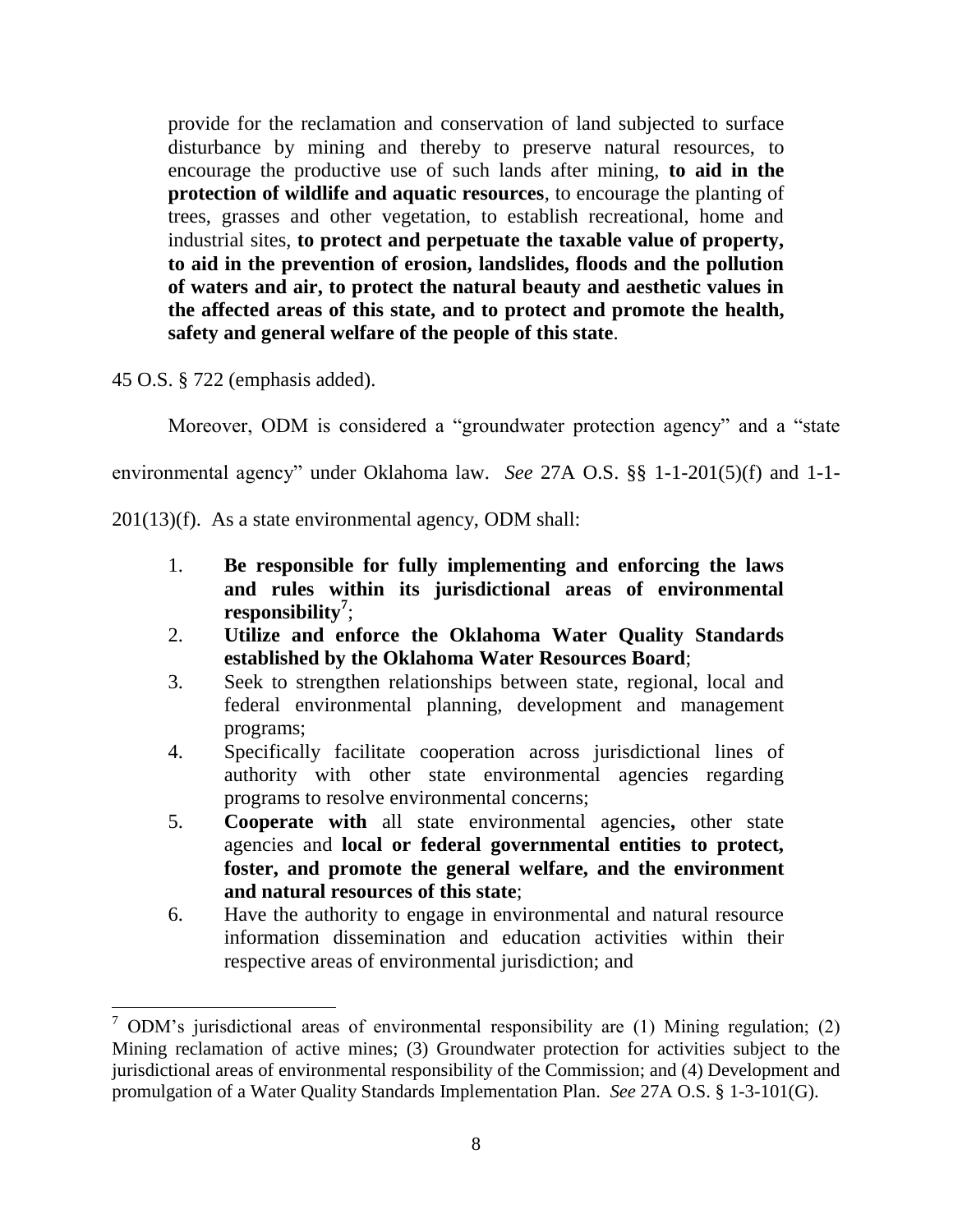> provide for the reclamation and conservation of land subjected to surface disturbance by mining and thereby to preserve natural resources, to encourage the productive use of such lands after mining, **to aid in the protection of wildlife and aquatic resources**, to encourage the planting of trees, grasses and other vegetation, to establish recreational, home and industrial sites, **to protect and perpetuate the taxable value of property, to aid in the prevention of erosion, landslides, floods and the pollution of waters and air, to protect the natural beauty and aesthetic values in the affected areas of this state, and to protect and promote the health, safety and general welfare of the people of this state**.

45 O.S. § 722 (emphasis added).

Moreover, ODM is considered a "groundwater protection agency" and a "state environmental agency" under Oklahoma law. *See* 27A O.S. §§ 1-1-201(5)(f) and 1-1-201(13)(f). As a state environmental agency, ODM shall:

> 1. **Be responsible for fully implementing and enforcing the laws and rules within its jurisdictional areas of environmental responsibility[7]**;
> 2. **Utilize and enforce the Oklahoma Water Quality Standards established by the Oklahoma Water Resources Board**;
> 3. Seek to strengthen relationships between state, regional, local and federal environmental planning, development and management programs;
> 4. Specifically facilitate cooperation across jurisdictional lines of authority with other state environmental agencies regarding programs to resolve environmental concerns;
> 5. **Cooperate with** all state environmental agencies**,** other state agencies and **local or federal governmental entities to protect, foster, and promote the general welfare, and the environment and natural resources of this state**;
> 6. Have the authority to engage in environmental and natural resource information dissemination and education activities within their respective areas of environmental jurisdiction; and

[7] ODM's jurisdictional areas of environmental responsibility are (1) Mining regulation; (2) Mining reclamation of active mines; (3) Groundwater protection for activities subject to the jurisdictional areas of environmental responsibility of the Commission; and (4) Development and promulgation of a Water Quality Standards Implementation Plan. *See* 27A O.S. § 1-3-101(G).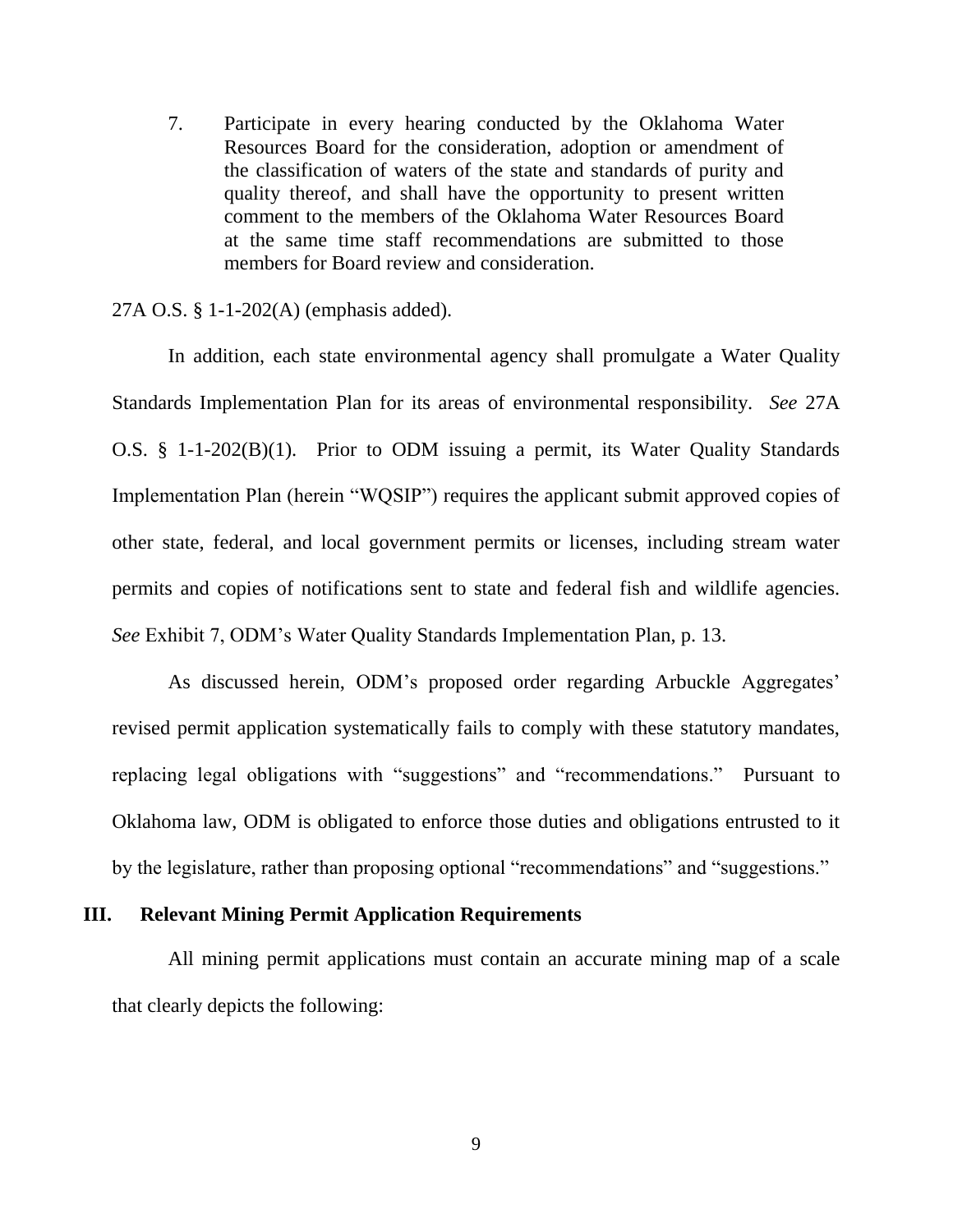7. Participate in every hearing conducted by the Oklahoma Water Resources Board for the consideration, adoption or amendment of the classification of waters of the state and standards of purity and quality thereof, and shall have the opportunity to present written comment to the members of the Oklahoma Water Resources Board at the same time staff recommendations are submitted to those members for Board review and consideration.

27A O.S. § 1-1-202(A) (emphasis added).

In addition, each state environmental agency shall promulgate a Water Quality Standards Implementation Plan for its areas of environmental responsibility. *See* 27A O.S. § 1-1-202(B)(1). Prior to ODM issuing a permit, its Water Quality Standards Implementation Plan (herein "WQSIP") requires the applicant submit approved copies of other state, federal, and local government permits or licenses, including stream water permits and copies of notifications sent to state and federal fish and wildlife agencies. *See* Exhibit 7, ODM's Water Quality Standards Implementation Plan, p. 13.

As discussed herein, ODM's proposed order regarding Arbuckle Aggregates' revised permit application systematically fails to comply with these statutory mandates, replacing legal obligations with "suggestions" and "recommendations." Pursuant to Oklahoma law, ODM is obligated to enforce those duties and obligations entrusted to it by the legislature, rather than proposing optional "recommendations" and "suggestions."

## III. Relevant Mining Permit Application Requirements

All mining permit applications must contain an accurate mining map of a scale that clearly depicts the following: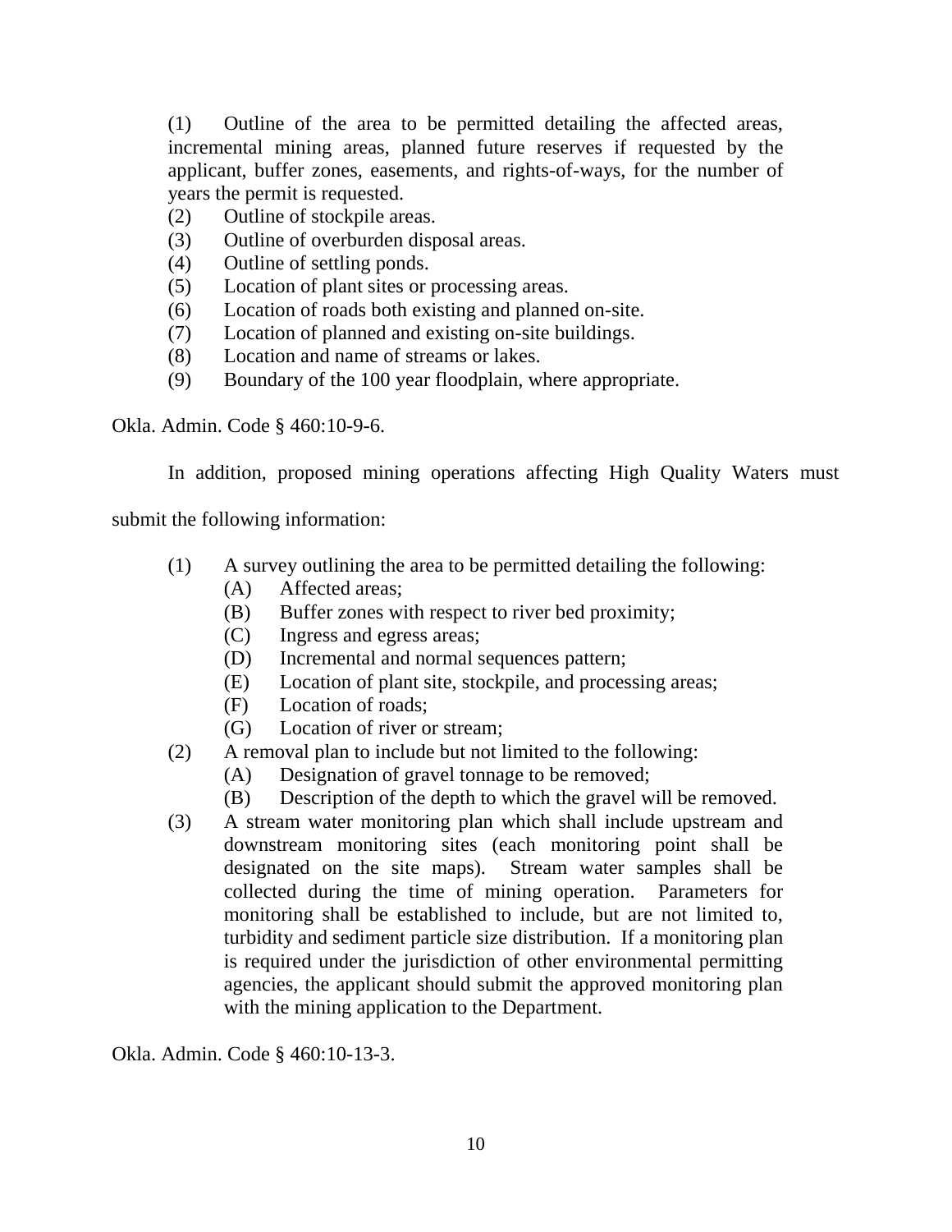(1) Outline of the area to be permitted detailing the affected areas, incremental mining areas, planned future reserves if requested by the applicant, buffer zones, easements, and rights-of-ways, for the number of years the permit is requested.
(2) Outline of stockpile areas.
(3) Outline of overburden disposal areas.
(4) Outline of settling ponds.
(5) Location of plant sites or processing areas.
(6) Location of roads both existing and planned on-site.
(7) Location of planned and existing on-site buildings.
(8) Location and name of streams or lakes.
(9) Boundary of the 100 year floodplain, where appropriate.

Okla. Admin. Code § 460:10-9-6.

In addition, proposed mining operations affecting High Quality Waters must submit the following information:

(1) A survey outlining the area to be permitted detailing the following:
  (A) Affected areas;
  (B) Buffer zones with respect to river bed proximity;
  (C) Ingress and egress areas;
  (D) Incremental and normal sequences pattern;
  (E) Location of plant site, stockpile, and processing areas;
  (F) Location of roads;
  (G) Location of river or stream;
(2) A removal plan to include but not limited to the following:
  (A) Designation of gravel tonnage to be removed;
  (B) Description of the depth to which the gravel will be removed.
(3) A stream water monitoring plan which shall include upstream and downstream monitoring sites (each monitoring point shall be designated on the site maps). Stream water samples shall be collected during the time of mining operation. Parameters for monitoring shall be established to include, but are not limited to, turbidity and sediment particle size distribution. If a monitoring plan is required under the jurisdiction of other environmental permitting agencies, the applicant should submit the approved monitoring plan with the mining application to the Department.

Okla. Admin. Code § 460:10-13-3.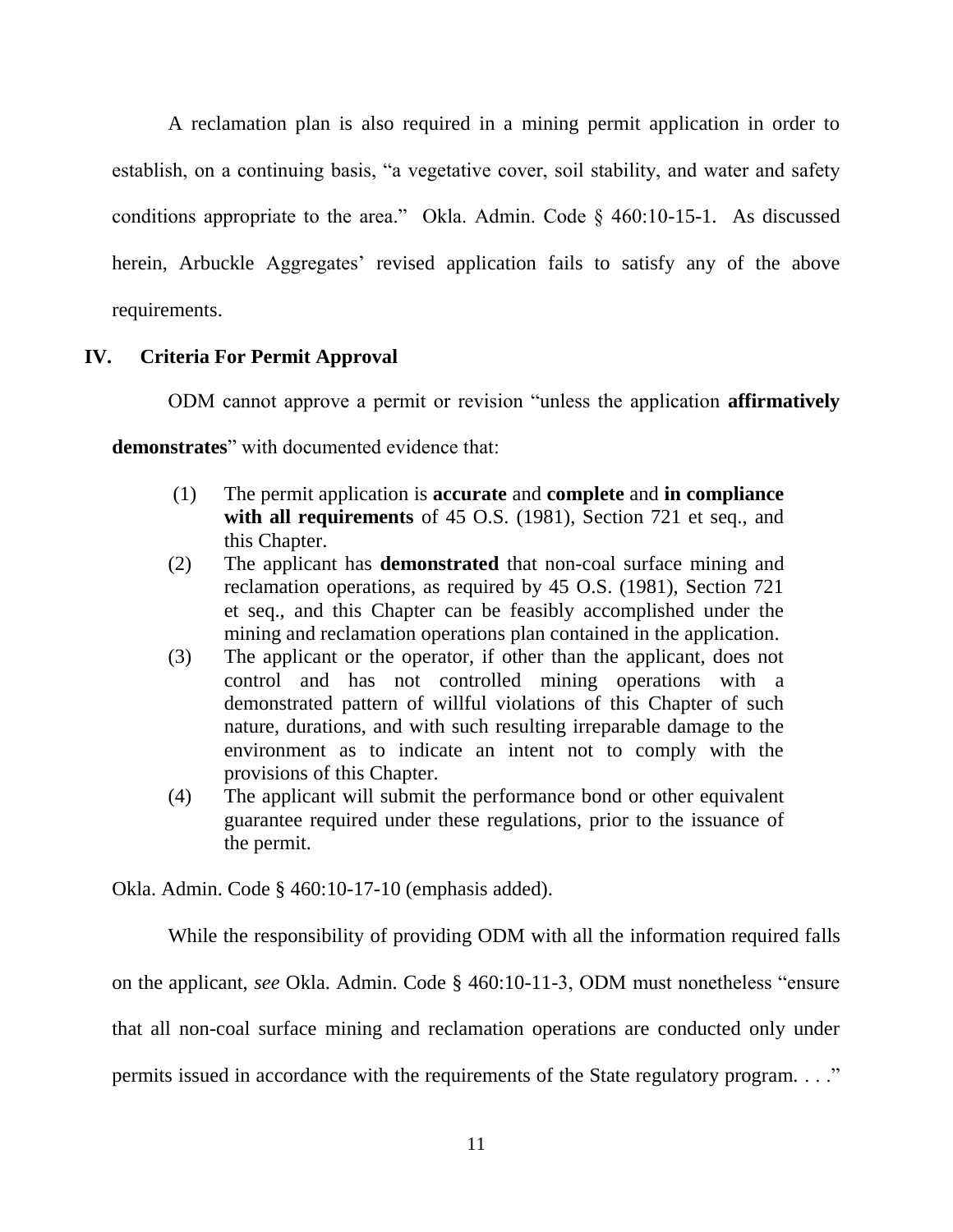A reclamation plan is also required in a mining permit application in order to establish, on a continuing basis, "a vegetative cover, soil stability, and water and safety conditions appropriate to the area." Okla. Admin. Code § 460:10-15-1. As discussed herein, Arbuckle Aggregates' revised application fails to satisfy any of the above requirements.

## IV. Criteria For Permit Approval

ODM cannot approve a permit or revision "unless the application **affirmatively demonstrates**" with documented evidence that:

> (1) The permit application is **accurate** and **complete** and **in compliance with all requirements** of 45 O.S. (1981), Section 721 et seq., and this Chapter.
>
> (2) The applicant has **demonstrated** that non-coal surface mining and reclamation operations, as required by 45 O.S. (1981), Section 721 et seq., and this Chapter can be feasibly accomplished under the mining and reclamation operations plan contained in the application.
>
> (3) The applicant or the operator, if other than the applicant, does not control and has not controlled mining operations with a demonstrated pattern of willful violations of this Chapter of such nature, durations, and with such resulting irreparable damage to the environment as to indicate an intent not to comply with the provisions of this Chapter.
>
> (4) The applicant will submit the performance bond or other equivalent guarantee required under these regulations, prior to the issuance of the permit.

Okla. Admin. Code § 460:10-17-10 (emphasis added).

While the responsibility of providing ODM with all the information required falls on the applicant, *see* Okla. Admin. Code § 460:10-11-3, ODM must nonetheless "ensure that all non-coal surface mining and reclamation operations are conducted only under permits issued in accordance with the requirements of the State regulatory program. . . ."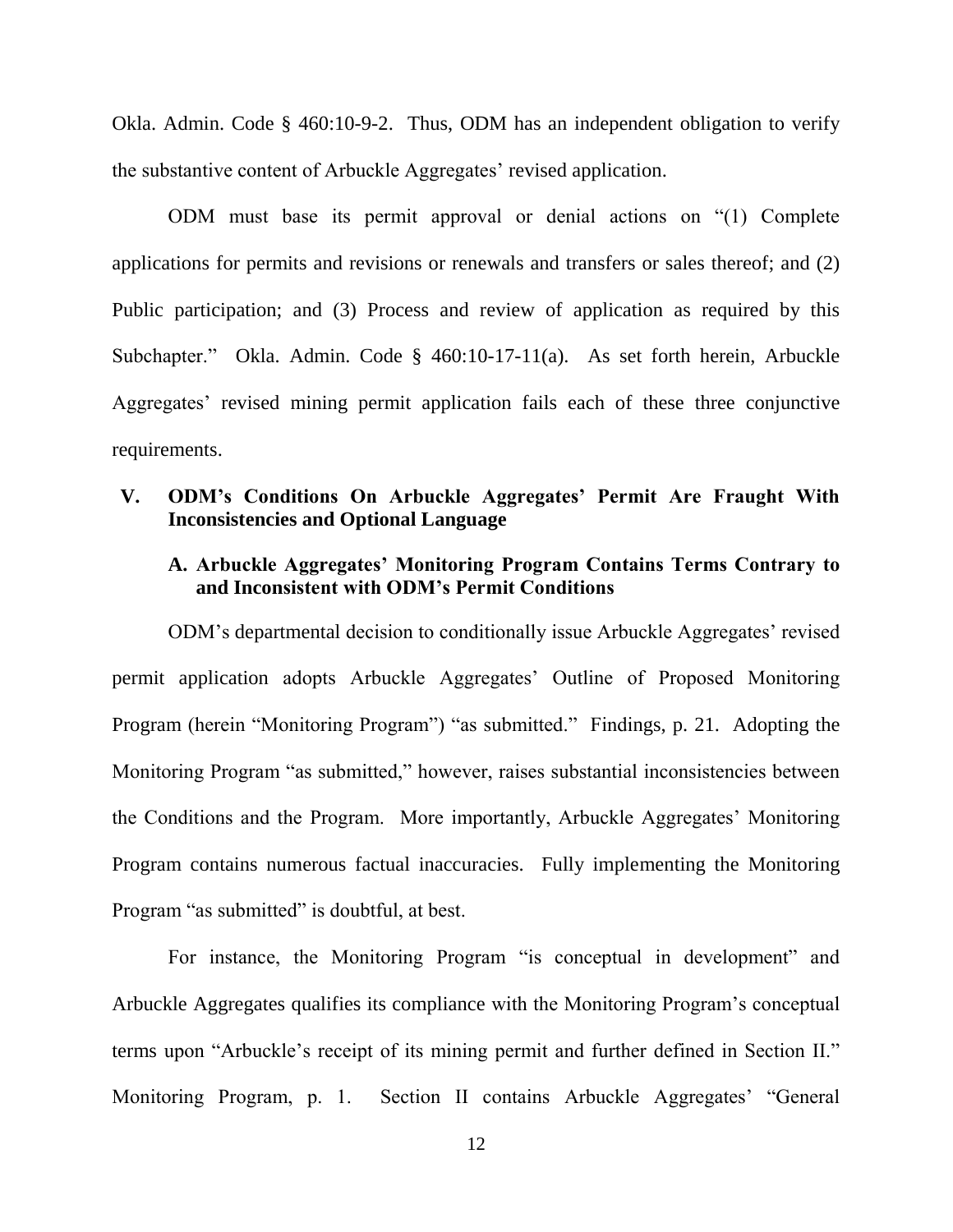Okla. Admin. Code § 460:10-9-2. Thus, ODM has an independent obligation to verify the substantive content of Arbuckle Aggregates' revised application.

ODM must base its permit approval or denial actions on "(1) Complete applications for permits and revisions or renewals and transfers or sales thereof; and (2) Public participation; and (3) Process and review of application as required by this Subchapter." Okla. Admin. Code § 460:10-17-11(a). As set forth herein, Arbuckle Aggregates' revised mining permit application fails each of these three conjunctive requirements.

## V. ODM's Conditions On Arbuckle Aggregates' Permit Are Fraught With Inconsistencies and Optional Language

### A. Arbuckle Aggregates' Monitoring Program Contains Terms Contrary to and Inconsistent with ODM's Permit Conditions

ODM's departmental decision to conditionally issue Arbuckle Aggregates' revised permit application adopts Arbuckle Aggregates' Outline of Proposed Monitoring Program (herein "Monitoring Program") "as submitted." Findings, p. 21. Adopting the Monitoring Program "as submitted," however, raises substantial inconsistencies between the Conditions and the Program. More importantly, Arbuckle Aggregates' Monitoring Program contains numerous factual inaccuracies. Fully implementing the Monitoring Program "as submitted" is doubtful, at best.

For instance, the Monitoring Program "is conceptual in development" and Arbuckle Aggregates qualifies its compliance with the Monitoring Program's conceptual terms upon "Arbuckle's receipt of its mining permit and further defined in Section II." Monitoring Program, p. 1. Section II contains Arbuckle Aggregates' "General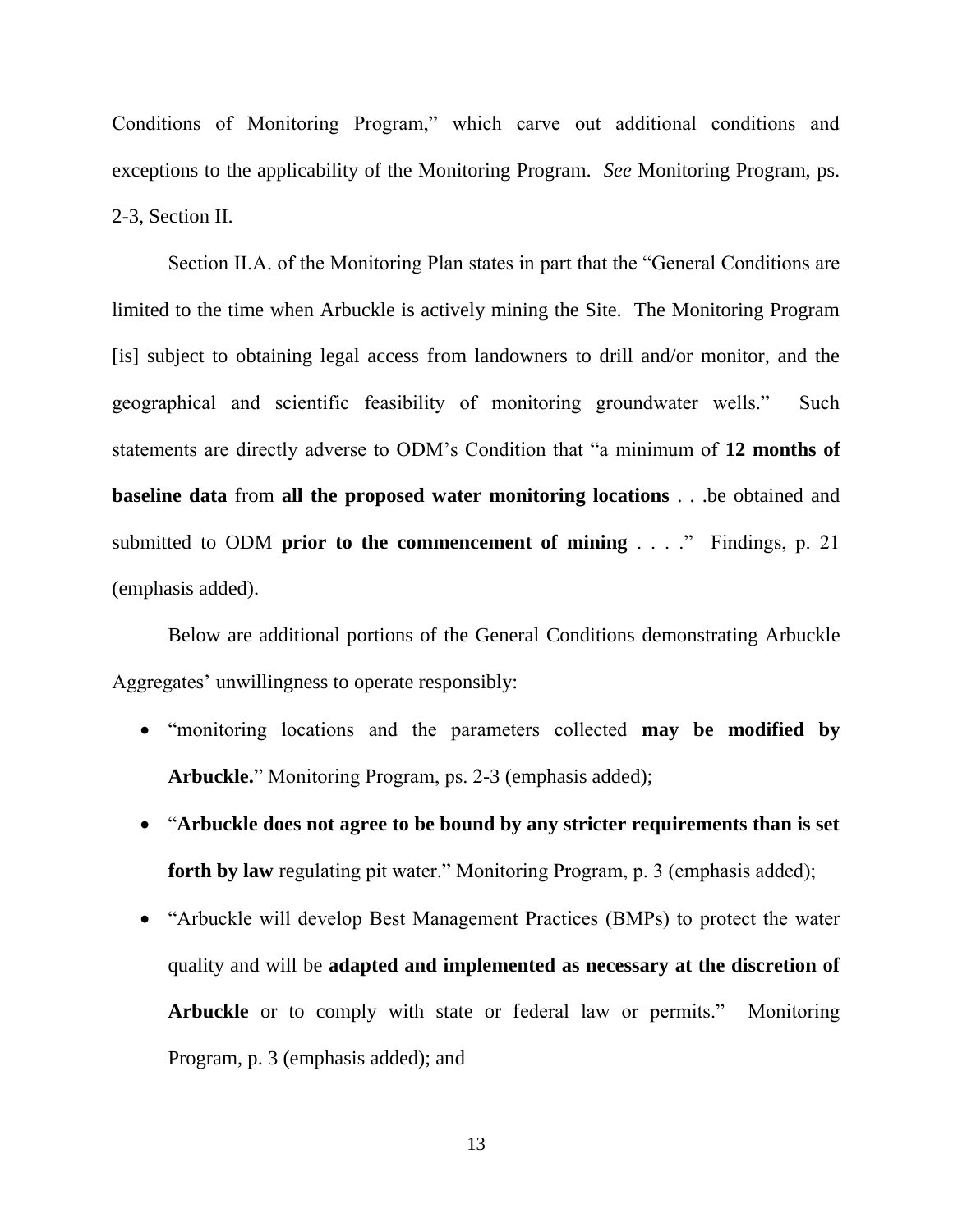Conditions of Monitoring Program," which carve out additional conditions and exceptions to the applicability of the Monitoring Program. *See* Monitoring Program, ps. 2-3, Section II.

Section II.A. of the Monitoring Plan states in part that the "General Conditions are limited to the time when Arbuckle is actively mining the Site. The Monitoring Program [is] subject to obtaining legal access from landowners to drill and/or monitor, and the geographical and scientific feasibility of monitoring groundwater wells." Such statements are directly adverse to ODM's Condition that "a minimum of **12 months of baseline data** from **all the proposed water monitoring locations** . . .be obtained and submitted to ODM **prior to the commencement of mining** . . . ." Findings, p. 21 (emphasis added).

Below are additional portions of the General Conditions demonstrating Arbuckle Aggregates' unwillingness to operate responsibly:

- "monitoring locations and the parameters collected **may be modified by Arbuckle.**" Monitoring Program, ps. 2-3 (emphasis added);
- "**Arbuckle does not agree to be bound by any stricter requirements than is set forth by law** regulating pit water." Monitoring Program, p. 3 (emphasis added);
- "Arbuckle will develop Best Management Practices (BMPs) to protect the water quality and will be **adapted and implemented as necessary at the discretion of Arbuckle** or to comply with state or federal law or permits." Monitoring Program, p. 3 (emphasis added); and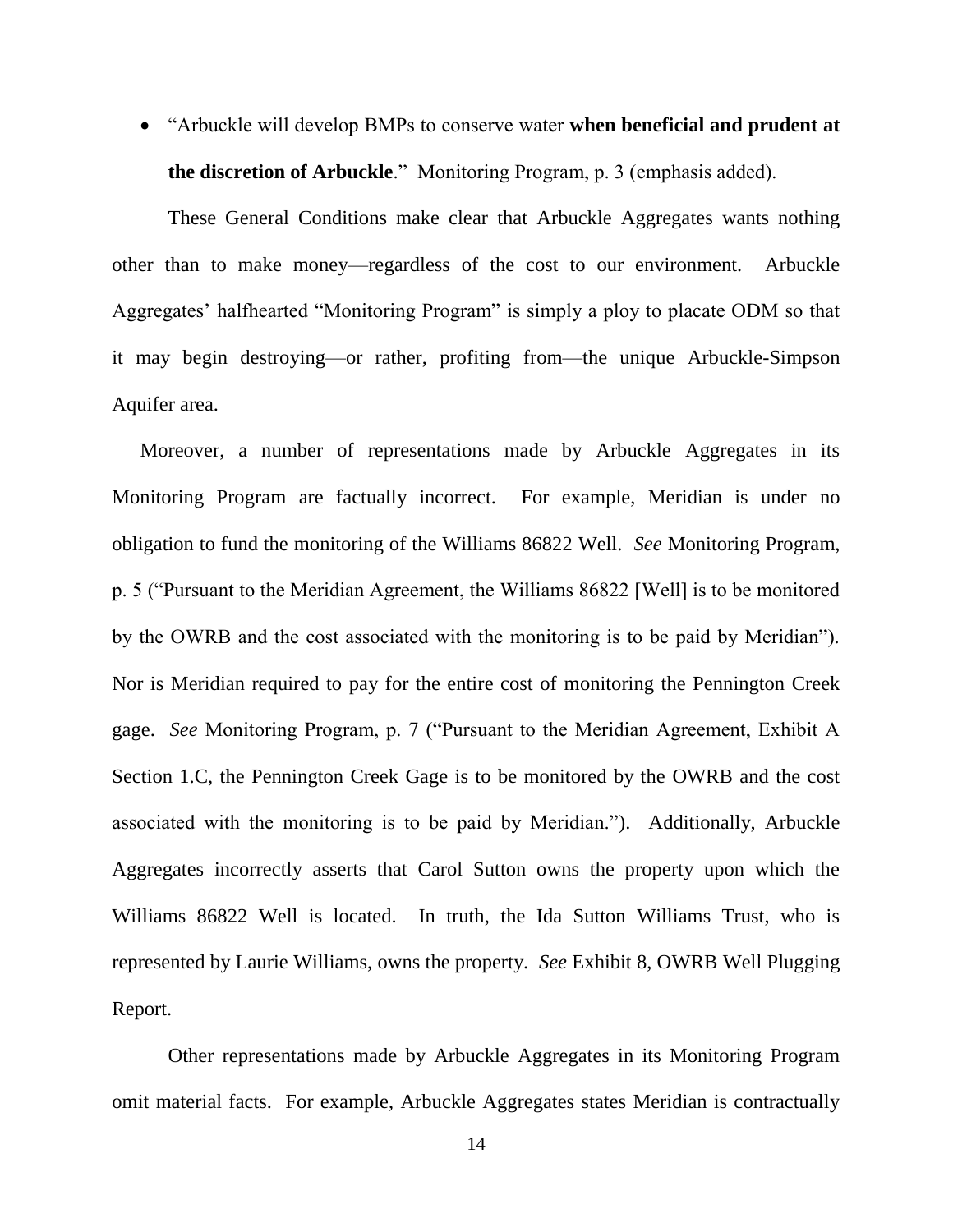- "Arbuckle will develop BMPs to conserve water **when beneficial and prudent at the discretion of Arbuckle**." Monitoring Program, p. 3 (emphasis added).

These General Conditions make clear that Arbuckle Aggregates wants nothing other than to make money—regardless of the cost to our environment. Arbuckle Aggregates' halfhearted "Monitoring Program" is simply a ploy to placate ODM so that it may begin destroying—or rather, profiting from—the unique Arbuckle-Simpson Aquifer area.

Moreover, a number of representations made by Arbuckle Aggregates in its Monitoring Program are factually incorrect. For example, Meridian is under no obligation to fund the monitoring of the Williams 86822 Well. *See* Monitoring Program, p. 5 ("Pursuant to the Meridian Agreement, the Williams 86822 [Well] is to be monitored by the OWRB and the cost associated with the monitoring is to be paid by Meridian"). Nor is Meridian required to pay for the entire cost of monitoring the Pennington Creek gage. *See* Monitoring Program, p. 7 ("Pursuant to the Meridian Agreement, Exhibit A Section 1.C, the Pennington Creek Gage is to be monitored by the OWRB and the cost associated with the monitoring is to be paid by Meridian."). Additionally, Arbuckle Aggregates incorrectly asserts that Carol Sutton owns the property upon which the Williams 86822 Well is located. In truth, the Ida Sutton Williams Trust, who is represented by Laurie Williams, owns the property. *See* Exhibit 8, OWRB Well Plugging Report.

Other representations made by Arbuckle Aggregates in its Monitoring Program omit material facts. For example, Arbuckle Aggregates states Meridian is contractually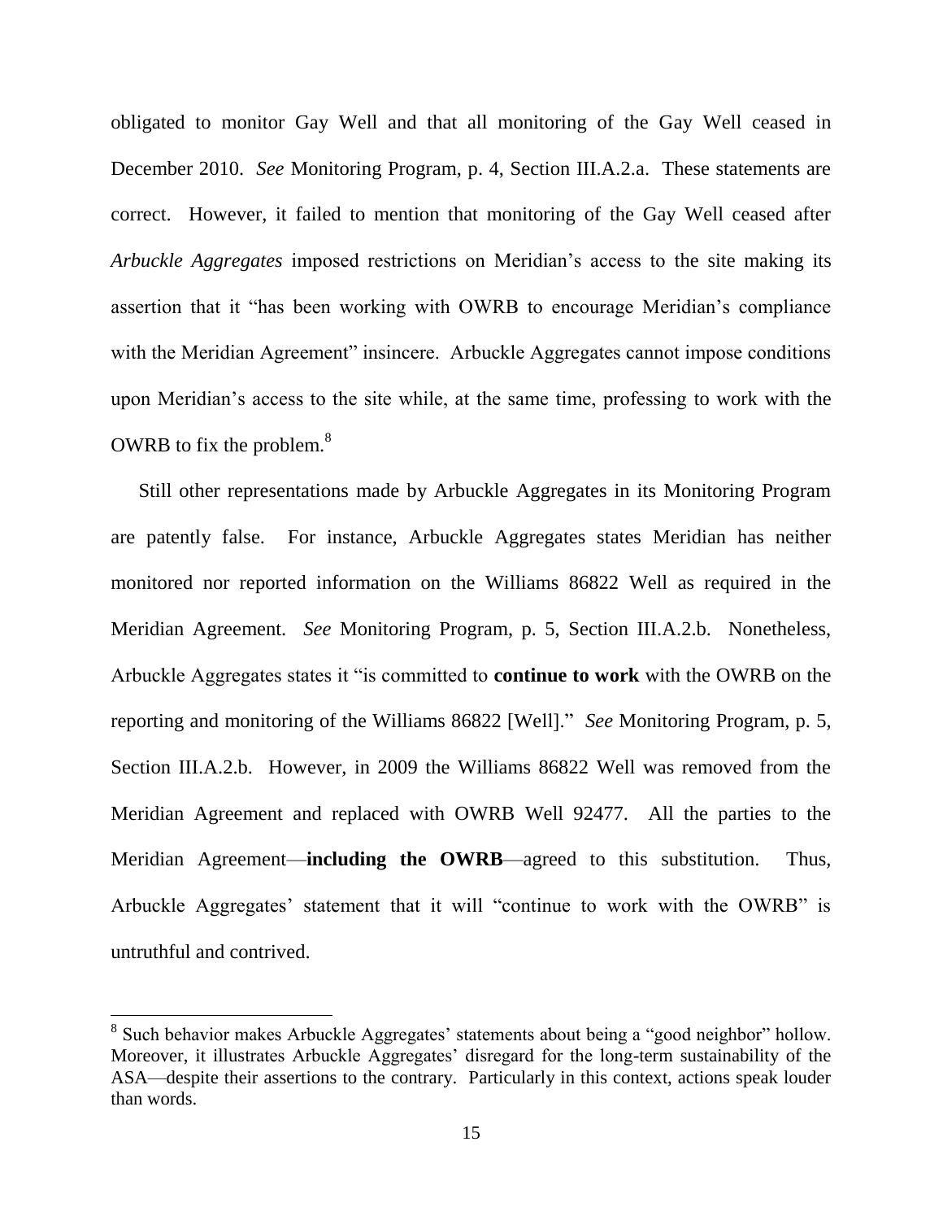obligated to monitor Gay Well and that all monitoring of the Gay Well ceased in December 2010. *See* Monitoring Program, p. 4, Section III.A.2.a. These statements are correct. However, it failed to mention that monitoring of the Gay Well ceased after *Arbuckle Aggregates* imposed restrictions on Meridian's access to the site making its assertion that it "has been working with OWRB to encourage Meridian's compliance with the Meridian Agreement" insincere. Arbuckle Aggregates cannot impose conditions upon Meridian's access to the site while, at the same time, professing to work with the OWRB to fix the problem.[8]

Still other representations made by Arbuckle Aggregates in its Monitoring Program are patently false. For instance, Arbuckle Aggregates states Meridian has neither monitored nor reported information on the Williams 86822 Well as required in the Meridian Agreement. *See* Monitoring Program, p. 5, Section III.A.2.b. Nonetheless, Arbuckle Aggregates states it "is committed to **continue to work** with the OWRB on the reporting and monitoring of the Williams 86822 [Well]." *See* Monitoring Program, p. 5, Section III.A.2.b. However, in 2009 the Williams 86822 Well was removed from the Meridian Agreement and replaced with OWRB Well 92477. All the parties to the Meridian Agreement—**including the OWRB**—agreed to this substitution. Thus, Arbuckle Aggregates' statement that it will "continue to work with the OWRB" is untruthful and contrived.

---

[8] Such behavior makes Arbuckle Aggregates' statements about being a "good neighbor" hollow. Moreover, it illustrates Arbuckle Aggregates' disregard for the long-term sustainability of the ASA—despite their assertions to the contrary. Particularly in this context, actions speak louder than words.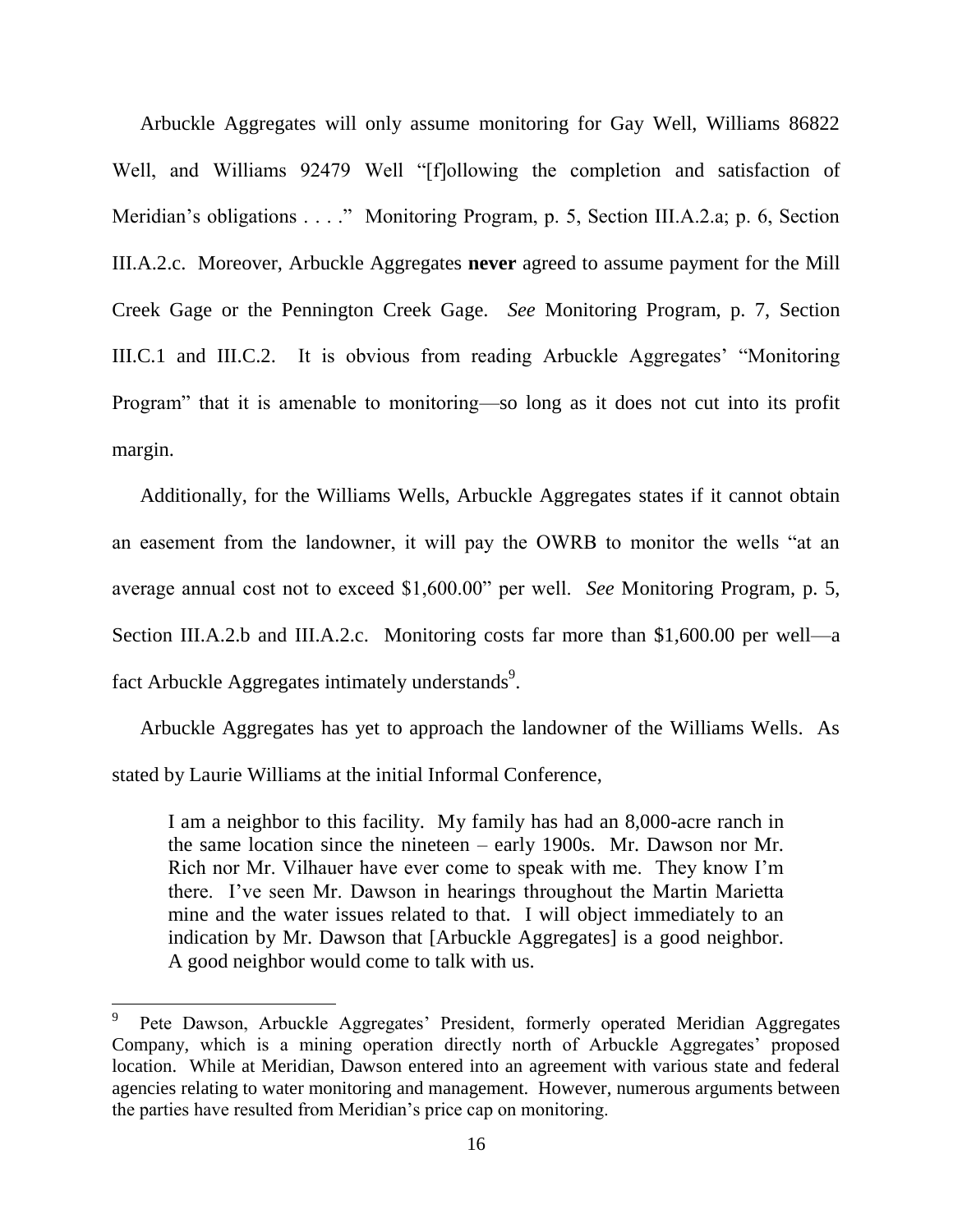Arbuckle Aggregates will only assume monitoring for Gay Well, Williams 86822 Well, and Williams 92479 Well "[f]ollowing the completion and satisfaction of Meridian's obligations . . . ." Monitoring Program, p. 5, Section III.A.2.a; p. 6, Section III.A.2.c. Moreover, Arbuckle Aggregates **never** agreed to assume payment for the Mill Creek Gage or the Pennington Creek Gage. *See* Monitoring Program, p. 7, Section III.C.1 and III.C.2. It is obvious from reading Arbuckle Aggregates' "Monitoring Program" that it is amenable to monitoring—so long as it does not cut into its profit margin.

Additionally, for the Williams Wells, Arbuckle Aggregates states if it cannot obtain an easement from the landowner, it will pay the OWRB to monitor the wells "at an average annual cost not to exceed $1,600.00" per well. *See* Monitoring Program, p. 5, Section III.A.2.b and III.A.2.c. Monitoring costs far more than $1,600.00 per well—a fact Arbuckle Aggregates intimately understands[9].

Arbuckle Aggregates has yet to approach the landowner of the Williams Wells. As stated by Laurie Williams at the initial Informal Conference,

> I am a neighbor to this facility. My family has had an 8,000-acre ranch in the same location since the nineteen – early 1900s. Mr. Dawson nor Mr. Rich nor Mr. Vilhauer have ever come to speak with me. They know I'm there. I've seen Mr. Dawson in hearings throughout the Martin Marietta mine and the water issues related to that. I will object immediately to an indication by Mr. Dawson that [Arbuckle Aggregates] is a good neighbor. A good neighbor would come to talk with us.

---

[9] Pete Dawson, Arbuckle Aggregates' President, formerly operated Meridian Aggregates Company, which is a mining operation directly north of Arbuckle Aggregates' proposed location. While at Meridian, Dawson entered into an agreement with various state and federal agencies relating to water monitoring and management. However, numerous arguments between the parties have resulted from Meridian's price cap on monitoring.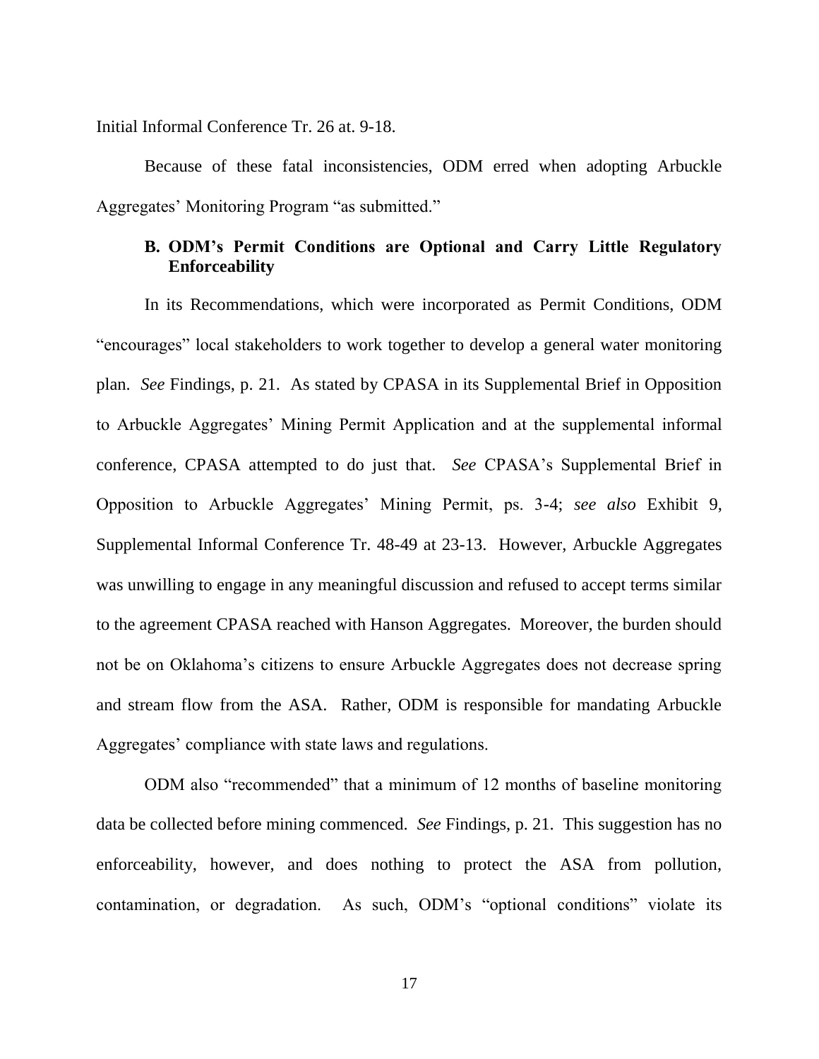Initial Informal Conference Tr. 26 at. 9-18.

Because of these fatal inconsistencies, ODM erred when adopting Arbuckle Aggregates' Monitoring Program "as submitted."

### B. ODM's Permit Conditions are Optional and Carry Little Regulatory Enforceability

In its Recommendations, which were incorporated as Permit Conditions, ODM "encourages" local stakeholders to work together to develop a general water monitoring plan. *See* Findings, p. 21. As stated by CPASA in its Supplemental Brief in Opposition to Arbuckle Aggregates' Mining Permit Application and at the supplemental informal conference, CPASA attempted to do just that. *See* CPASA's Supplemental Brief in Opposition to Arbuckle Aggregates' Mining Permit, ps. 3-4; *see also* Exhibit 9, Supplemental Informal Conference Tr. 48-49 at 23-13. However, Arbuckle Aggregates was unwilling to engage in any meaningful discussion and refused to accept terms similar to the agreement CPASA reached with Hanson Aggregates. Moreover, the burden should not be on Oklahoma's citizens to ensure Arbuckle Aggregates does not decrease spring and stream flow from the ASA. Rather, ODM is responsible for mandating Arbuckle Aggregates' compliance with state laws and regulations.

ODM also "recommended" that a minimum of 12 months of baseline monitoring data be collected before mining commenced. *See* Findings, p. 21. This suggestion has no enforceability, however, and does nothing to protect the ASA from pollution, contamination, or degradation. As such, ODM's "optional conditions" violate its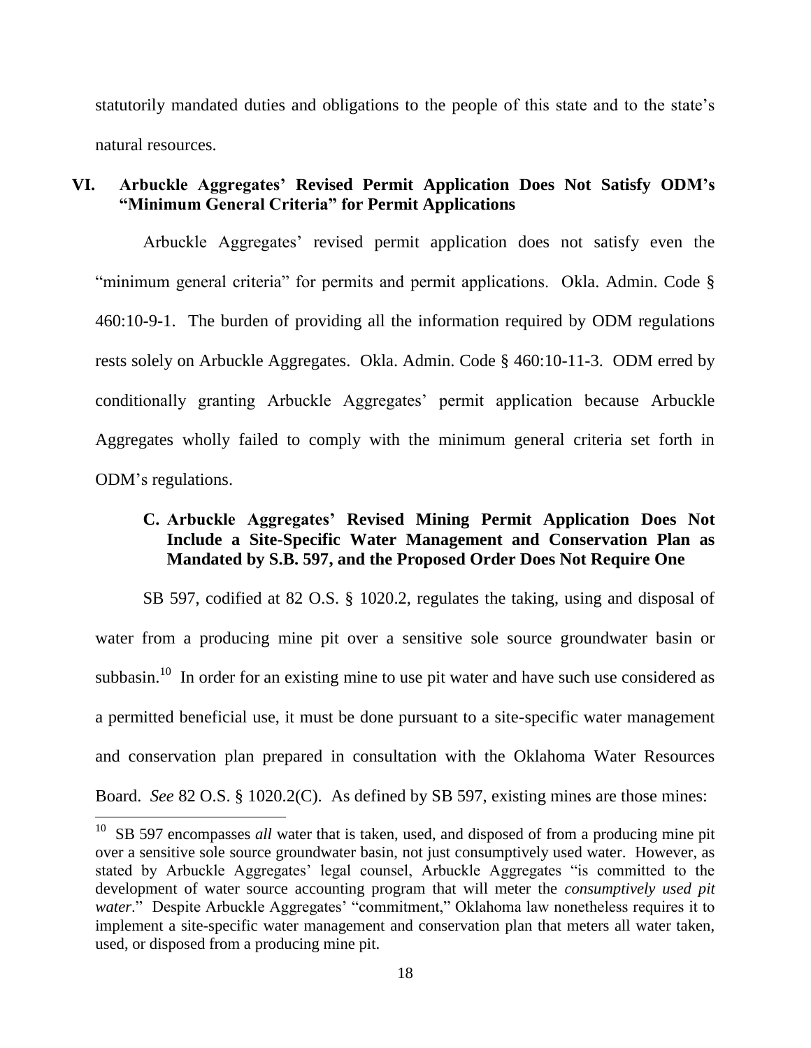statutorily mandated duties and obligations to the people of this state and to the state's natural resources.

## VI. Arbuckle Aggregates' Revised Permit Application Does Not Satisfy ODM's "Minimum General Criteria" for Permit Applications

Arbuckle Aggregates' revised permit application does not satisfy even the "minimum general criteria" for permits and permit applications. Okla. Admin. Code § 460:10-9-1. The burden of providing all the information required by ODM regulations rests solely on Arbuckle Aggregates. Okla. Admin. Code § 460:10-11-3. ODM erred by conditionally granting Arbuckle Aggregates' permit application because Arbuckle Aggregates wholly failed to comply with the minimum general criteria set forth in ODM's regulations.

### C. Arbuckle Aggregates' Revised Mining Permit Application Does Not Include a Site-Specific Water Management and Conservation Plan as Mandated by S.B. 597, and the Proposed Order Does Not Require One

SB 597, codified at 82 O.S. § 1020.2, regulates the taking, using and disposal of water from a producing mine pit over a sensitive sole source groundwater basin or subbasin.[10] In order for an existing mine to use pit water and have such use considered as a permitted beneficial use, it must be done pursuant to a site-specific water management and conservation plan prepared in consultation with the Oklahoma Water Resources Board. *See* 82 O.S. § 1020.2(C). As defined by SB 597, existing mines are those mines:

---

[10] SB 597 encompasses *all* water that is taken, used, and disposed of from a producing mine pit over a sensitive sole source groundwater basin, not just consumptively used water. However, as stated by Arbuckle Aggregates' legal counsel, Arbuckle Aggregates "is committed to the development of water source accounting program that will meter the *consumptively used pit water*." Despite Arbuckle Aggregates' "commitment," Oklahoma law nonetheless requires it to implement a site-specific water management and conservation plan that meters all water taken, used, or disposed from a producing mine pit.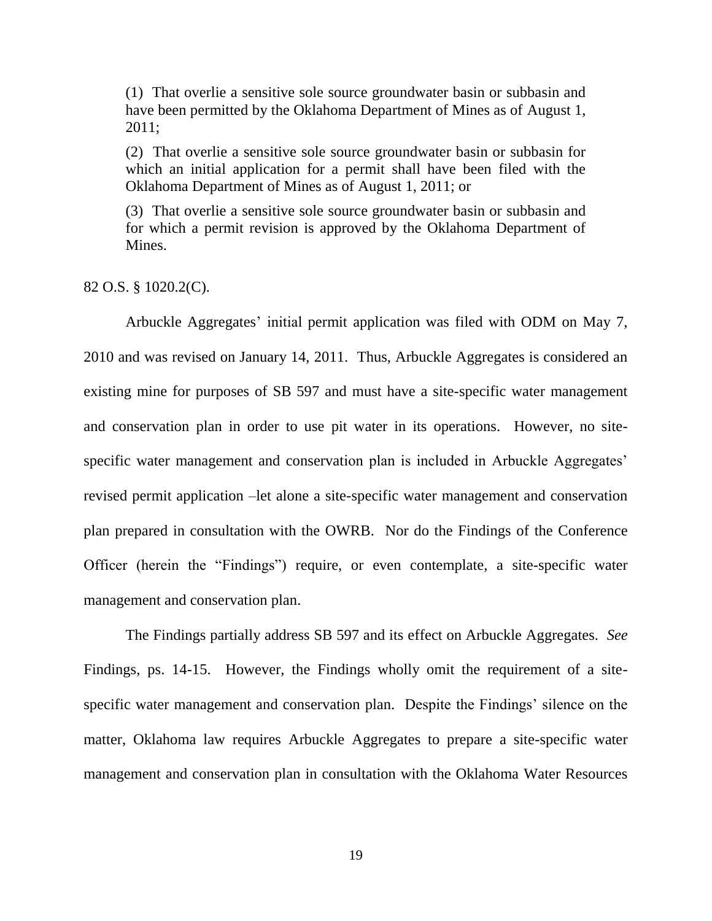> (1) That overlie a sensitive sole source groundwater basin or subbasin and have been permitted by the Oklahoma Department of Mines as of August 1, 2011;
>
> (2) That overlie a sensitive sole source groundwater basin or subbasin for which an initial application for a permit shall have been filed with the Oklahoma Department of Mines as of August 1, 2011; or
>
> (3) That overlie a sensitive sole source groundwater basin or subbasin and for which a permit revision is approved by the Oklahoma Department of Mines.

82 O.S. § 1020.2(C).

Arbuckle Aggregates' initial permit application was filed with ODM on May 7, 2010 and was revised on January 14, 2011. Thus, Arbuckle Aggregates is considered an existing mine for purposes of SB 597 and must have a site-specific water management and conservation plan in order to use pit water in its operations. However, no site-specific water management and conservation plan is included in Arbuckle Aggregates' revised permit application –let alone a site-specific water management and conservation plan prepared in consultation with the OWRB. Nor do the Findings of the Conference Officer (herein the "Findings") require, or even contemplate, a site-specific water management and conservation plan.

The Findings partially address SB 597 and its effect on Arbuckle Aggregates. *See* Findings, ps. 14-15. However, the Findings wholly omit the requirement of a site-specific water management and conservation plan. Despite the Findings' silence on the matter, Oklahoma law requires Arbuckle Aggregates to prepare a site-specific water management and conservation plan in consultation with the Oklahoma Water Resources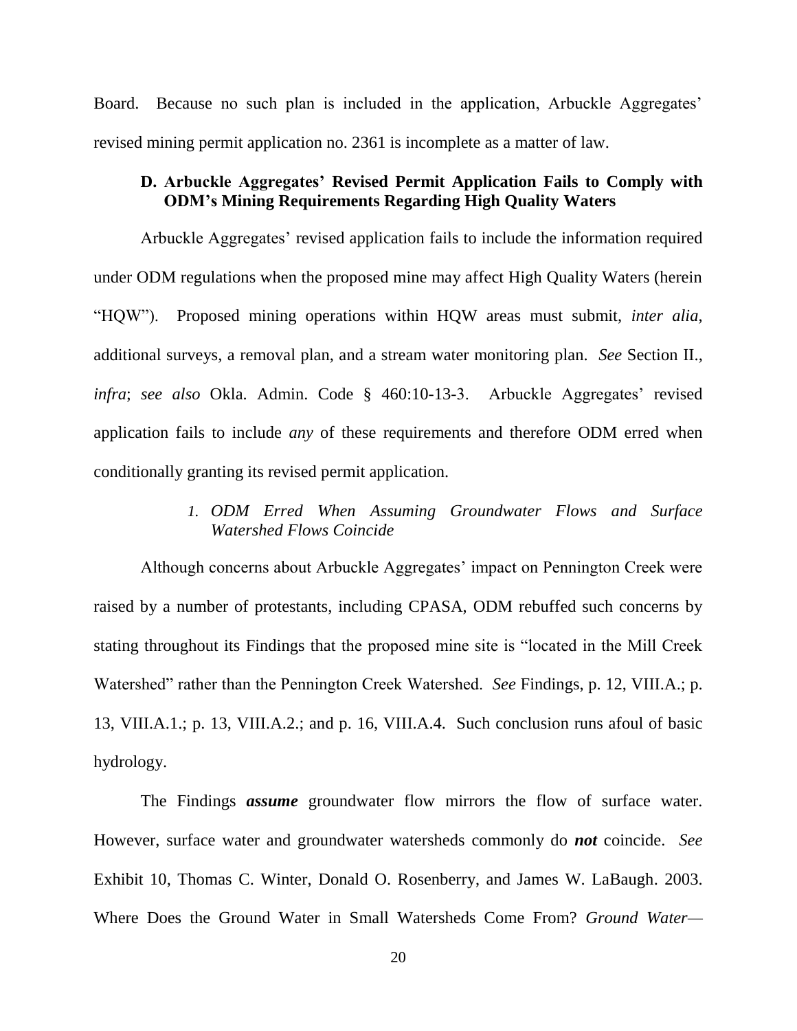Board. Because no such plan is included in the application, Arbuckle Aggregates' revised mining permit application no. 2361 is incomplete as a matter of law.

### D. Arbuckle Aggregates' Revised Permit Application Fails to Comply with ODM's Mining Requirements Regarding High Quality Waters

Arbuckle Aggregates' revised application fails to include the information required under ODM regulations when the proposed mine may affect High Quality Waters (herein "HQW"). Proposed mining operations within HQW areas must submit, *inter alia*, additional surveys, a removal plan, and a stream water monitoring plan. *See* Section II., *infra*; *see also* Okla. Admin. Code § 460:10-13-3. Arbuckle Aggregates' revised application fails to include *any* of these requirements and therefore ODM erred when conditionally granting its revised permit application.

#### *1. ODM Erred When Assuming Groundwater Flows and Surface Watershed Flows Coincide*

Although concerns about Arbuckle Aggregates' impact on Pennington Creek were raised by a number of protestants, including CPASA, ODM rebuffed such concerns by stating throughout its Findings that the proposed mine site is "located in the Mill Creek Watershed" rather than the Pennington Creek Watershed. *See* Findings, p. 12, VIII.A.; p. 13, VIII.A.1.; p. 13, VIII.A.2.; and p. 16, VIII.A.4. Such conclusion runs afoul of basic hydrology.

The Findings ***assume*** groundwater flow mirrors the flow of surface water. However, surface water and groundwater watersheds commonly do ***not*** coincide. *See* Exhibit 10, Thomas C. Winter, Donald O. Rosenberry, and James W. LaBaugh. 2003. Where Does the Ground Water in Small Watersheds Come From? *Ground Water—*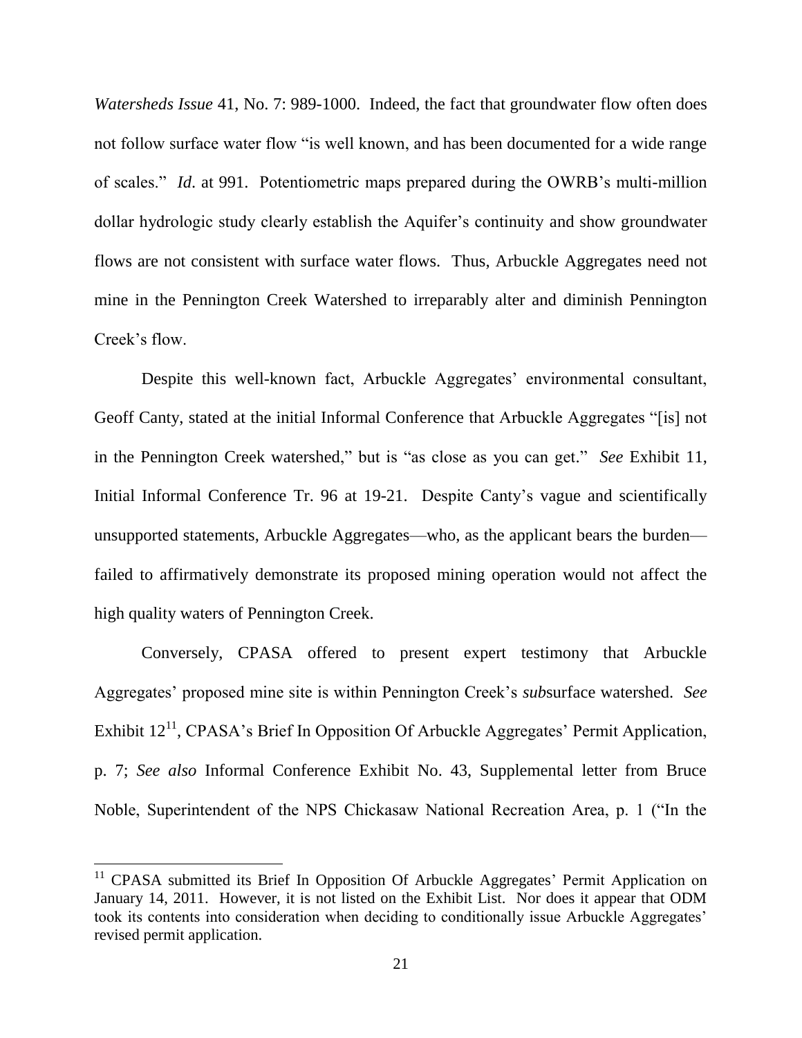*Watersheds Issue* 41, No. 7: 989-1000. Indeed, the fact that groundwater flow often does not follow surface water flow "is well known, and has been documented for a wide range of scales." *Id*. at 991. Potentiometric maps prepared during the OWRB's multi-million dollar hydrologic study clearly establish the Aquifer's continuity and show groundwater flows are not consistent with surface water flows. Thus, Arbuckle Aggregates need not mine in the Pennington Creek Watershed to irreparably alter and diminish Pennington Creek's flow.

Despite this well-known fact, Arbuckle Aggregates' environmental consultant, Geoff Canty, stated at the initial Informal Conference that Arbuckle Aggregates "[is] not in the Pennington Creek watershed," but is "as close as you can get." *See* Exhibit 11, Initial Informal Conference Tr. 96 at 19-21. Despite Canty's vague and scientifically unsupported statements, Arbuckle Aggregates—who, as the applicant bears the burden—failed to affirmatively demonstrate its proposed mining operation would not affect the high quality waters of Pennington Creek.

Conversely, CPASA offered to present expert testimony that Arbuckle Aggregates' proposed mine site is within Pennington Creek's *sub*surface watershed. *See* Exhibit 12[11], CPASA's Brief In Opposition Of Arbuckle Aggregates' Permit Application, p. 7; *See also* Informal Conference Exhibit No. 43, Supplemental letter from Bruce Noble, Superintendent of the NPS Chickasaw National Recreation Area, p. 1 ("In the

[11] CPASA submitted its Brief In Opposition Of Arbuckle Aggregates' Permit Application on January 14, 2011. However, it is not listed on the Exhibit List. Nor does it appear that ODM took its contents into consideration when deciding to conditionally issue Arbuckle Aggregates' revised permit application.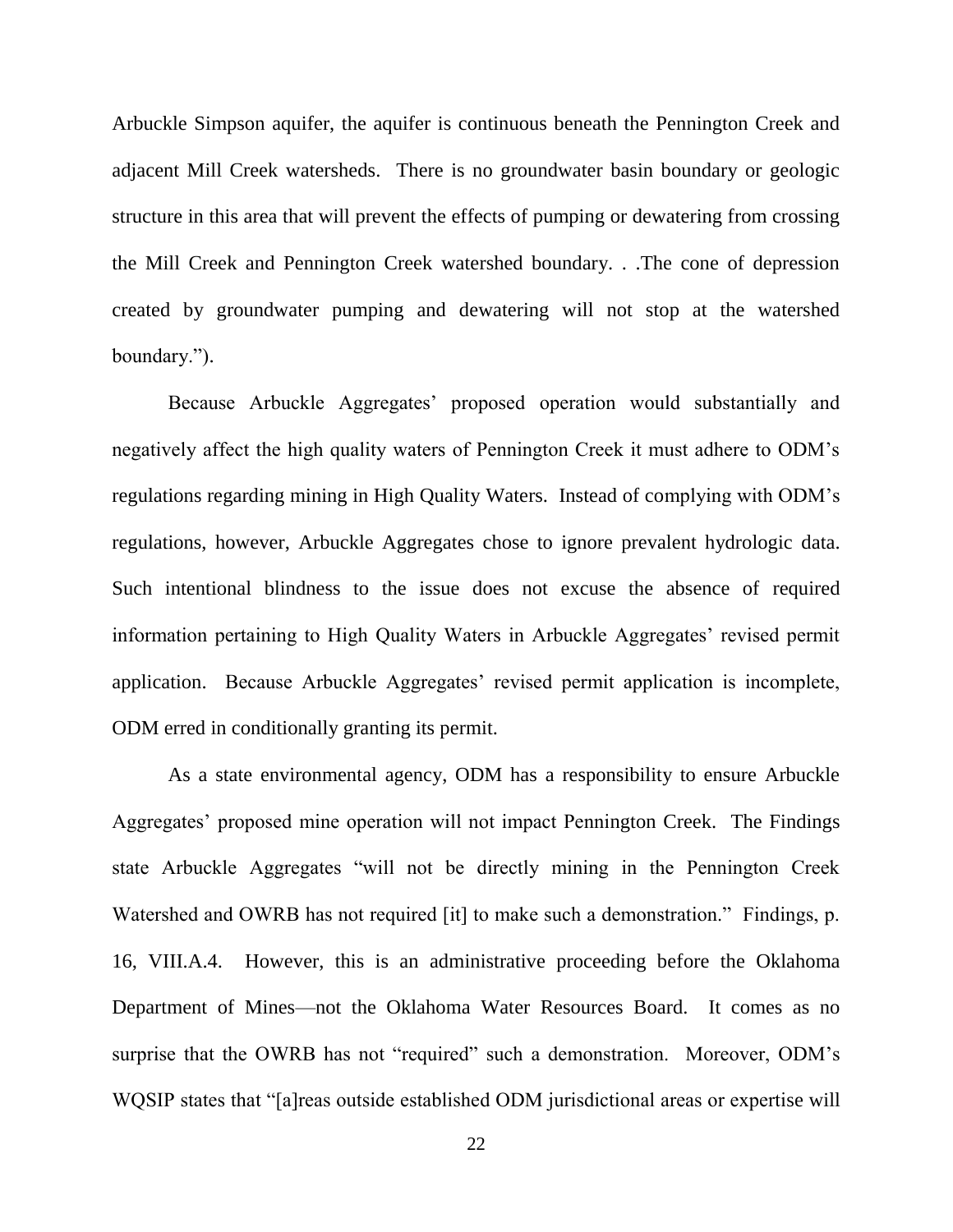Arbuckle Simpson aquifer, the aquifer is continuous beneath the Pennington Creek and adjacent Mill Creek watersheds. There is no groundwater basin boundary or geologic structure in this area that will prevent the effects of pumping or dewatering from crossing the Mill Creek and Pennington Creek watershed boundary. . .The cone of depression created by groundwater pumping and dewatering will not stop at the watershed boundary.").

Because Arbuckle Aggregates' proposed operation would substantially and negatively affect the high quality waters of Pennington Creek it must adhere to ODM's regulations regarding mining in High Quality Waters. Instead of complying with ODM's regulations, however, Arbuckle Aggregates chose to ignore prevalent hydrologic data. Such intentional blindness to the issue does not excuse the absence of required information pertaining to High Quality Waters in Arbuckle Aggregates' revised permit application. Because Arbuckle Aggregates' revised permit application is incomplete, ODM erred in conditionally granting its permit.

As a state environmental agency, ODM has a responsibility to ensure Arbuckle Aggregates' proposed mine operation will not impact Pennington Creek. The Findings state Arbuckle Aggregates "will not be directly mining in the Pennington Creek Watershed and OWRB has not required [it] to make such a demonstration." Findings, p. 16, VIII.A.4. However, this is an administrative proceeding before the Oklahoma Department of Mines—not the Oklahoma Water Resources Board. It comes as no surprise that the OWRB has not "required" such a demonstration. Moreover, ODM's WQSIP states that "[a]reas outside established ODM jurisdictional areas or expertise will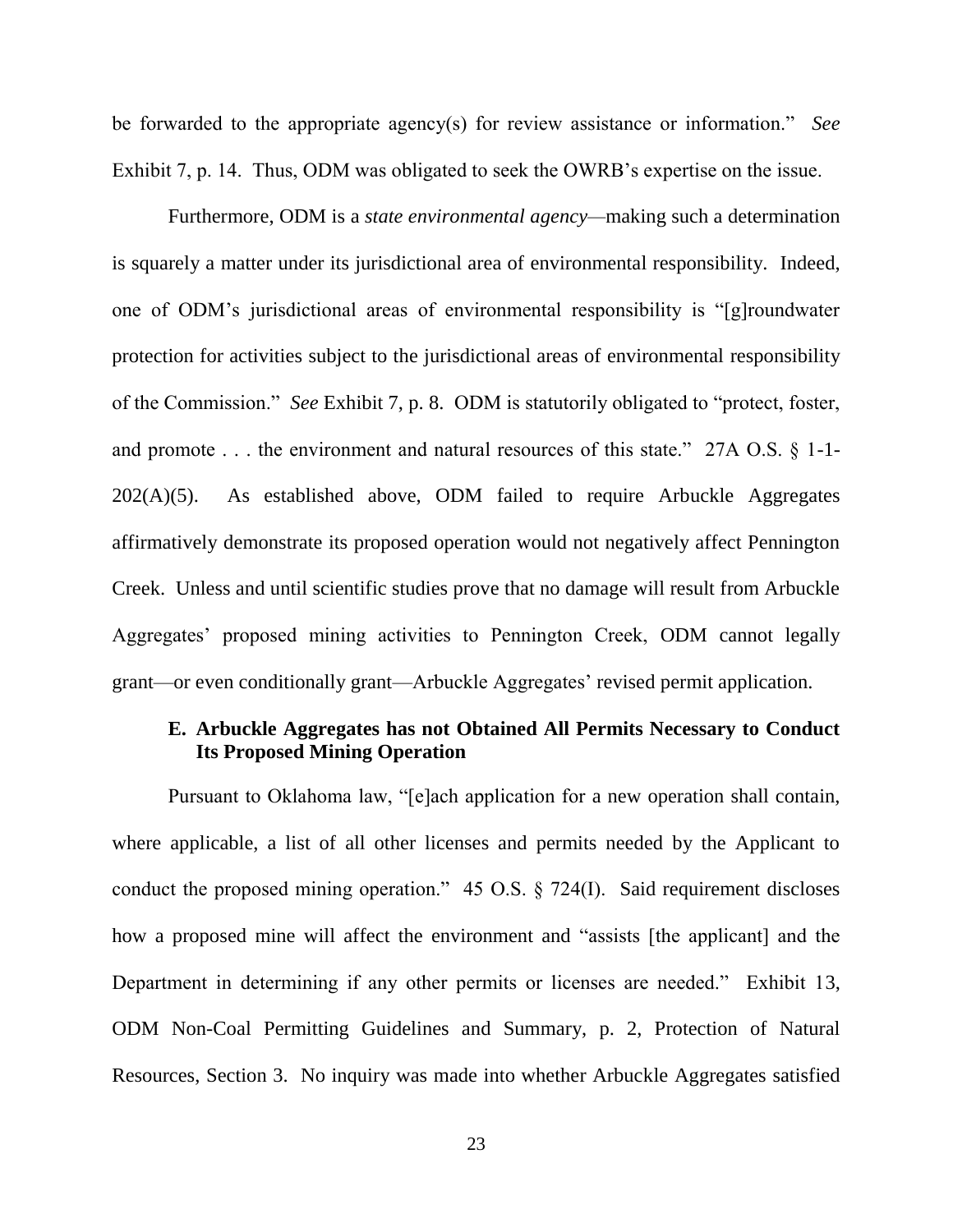be forwarded to the appropriate agency(s) for review assistance or information." *See* Exhibit 7, p. 14. Thus, ODM was obligated to seek the OWRB's expertise on the issue.

Furthermore, ODM is a *state environmental agency*—making such a determination is squarely a matter under its jurisdictional area of environmental responsibility. Indeed, one of ODM's jurisdictional areas of environmental responsibility is "[g]roundwater protection for activities subject to the jurisdictional areas of environmental responsibility of the Commission." *See* Exhibit 7, p. 8. ODM is statutorily obligated to "protect, foster, and promote . . . the environment and natural resources of this state." 27A O.S. § 1-1-202(A)(5). As established above, ODM failed to require Arbuckle Aggregates affirmatively demonstrate its proposed operation would not negatively affect Pennington Creek. Unless and until scientific studies prove that no damage will result from Arbuckle Aggregates' proposed mining activities to Pennington Creek, ODM cannot legally grant—or even conditionally grant—Arbuckle Aggregates' revised permit application.

### E. Arbuckle Aggregates has not Obtained All Permits Necessary to Conduct Its Proposed Mining Operation

Pursuant to Oklahoma law, "[e]ach application for a new operation shall contain, where applicable, a list of all other licenses and permits needed by the Applicant to conduct the proposed mining operation." 45 O.S. § 724(I). Said requirement discloses how a proposed mine will affect the environment and "assists [the applicant] and the Department in determining if any other permits or licenses are needed." Exhibit 13, ODM Non-Coal Permitting Guidelines and Summary, p. 2, Protection of Natural Resources, Section 3. No inquiry was made into whether Arbuckle Aggregates satisfied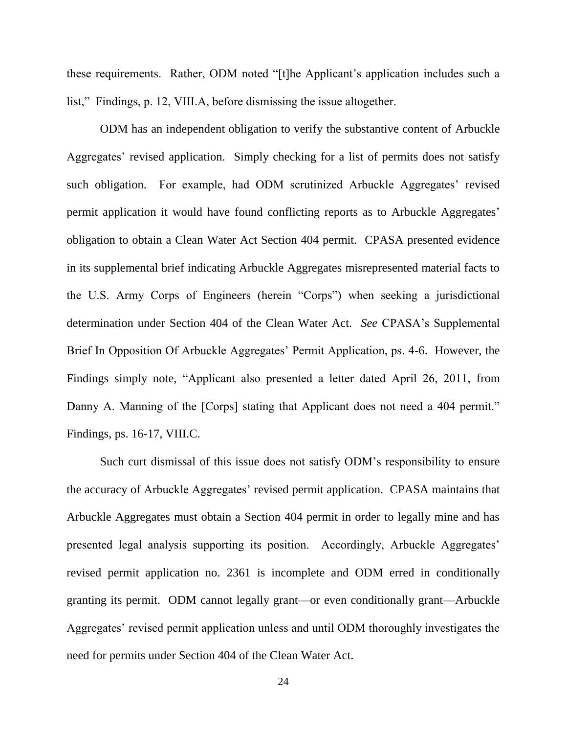these requirements. Rather, ODM noted "[t]he Applicant's application includes such a list," Findings, p. 12, VIII.A, before dismissing the issue altogether.

ODM has an independent obligation to verify the substantive content of Arbuckle Aggregates' revised application. Simply checking for a list of permits does not satisfy such obligation. For example, had ODM scrutinized Arbuckle Aggregates' revised permit application it would have found conflicting reports as to Arbuckle Aggregates' obligation to obtain a Clean Water Act Section 404 permit. CPASA presented evidence in its supplemental brief indicating Arbuckle Aggregates misrepresented material facts to the U.S. Army Corps of Engineers (herein "Corps") when seeking a jurisdictional determination under Section 404 of the Clean Water Act. *See* CPASA's Supplemental Brief In Opposition Of Arbuckle Aggregates' Permit Application, ps. 4-6. However, the Findings simply note, "Applicant also presented a letter dated April 26, 2011, from Danny A. Manning of the [Corps] stating that Applicant does not need a 404 permit." Findings, ps. 16-17, VIII.C.

Such curt dismissal of this issue does not satisfy ODM's responsibility to ensure the accuracy of Arbuckle Aggregates' revised permit application. CPASA maintains that Arbuckle Aggregates must obtain a Section 404 permit in order to legally mine and has presented legal analysis supporting its position. Accordingly, Arbuckle Aggregates' revised permit application no. 2361 is incomplete and ODM erred in conditionally granting its permit. ODM cannot legally grant—or even conditionally grant—Arbuckle Aggregates' revised permit application unless and until ODM thoroughly investigates the need for permits under Section 404 of the Clean Water Act.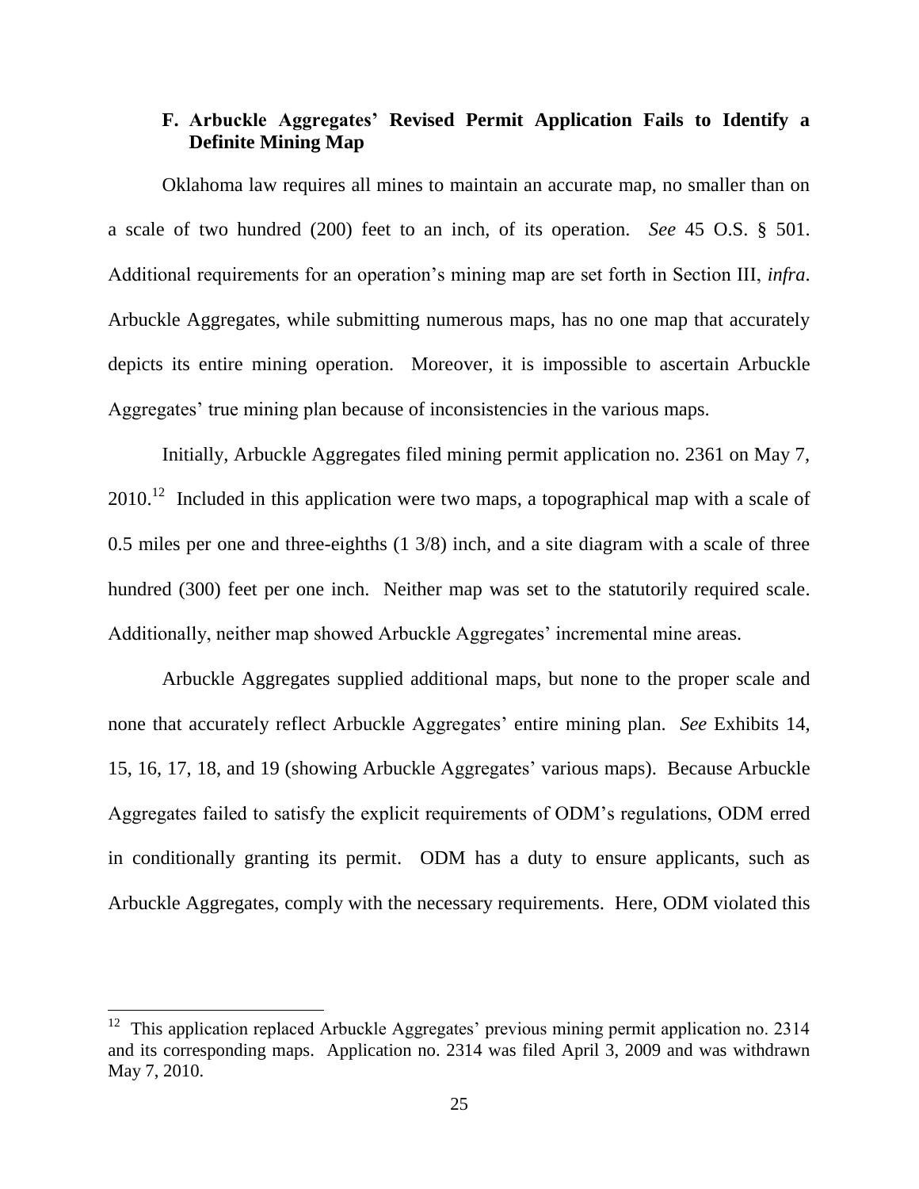### F. Arbuckle Aggregates' Revised Permit Application Fails to Identify a Definite Mining Map

Oklahoma law requires all mines to maintain an accurate map, no smaller than on a scale of two hundred (200) feet to an inch, of its operation. *See* 45 O.S. § 501. Additional requirements for an operation's mining map are set forth in Section III, *infra*. Arbuckle Aggregates, while submitting numerous maps, has no one map that accurately depicts its entire mining operation. Moreover, it is impossible to ascertain Arbuckle Aggregates' true mining plan because of inconsistencies in the various maps.

Initially, Arbuckle Aggregates filed mining permit application no. 2361 on May 7, 2010.[12] Included in this application were two maps, a topographical map with a scale of 0.5 miles per one and three-eighths (1 3/8) inch, and a site diagram with a scale of three hundred (300) feet per one inch. Neither map was set to the statutorily required scale. Additionally, neither map showed Arbuckle Aggregates' incremental mine areas.

Arbuckle Aggregates supplied additional maps, but none to the proper scale and none that accurately reflect Arbuckle Aggregates' entire mining plan. *See* Exhibits 14, 15, 16, 17, 18, and 19 (showing Arbuckle Aggregates' various maps). Because Arbuckle Aggregates failed to satisfy the explicit requirements of ODM's regulations, ODM erred in conditionally granting its permit. ODM has a duty to ensure applicants, such as Arbuckle Aggregates, comply with the necessary requirements. Here, ODM violated this

[12] This application replaced Arbuckle Aggregates' previous mining permit application no. 2314 and its corresponding maps. Application no. 2314 was filed April 3, 2009 and was withdrawn May 7, 2010.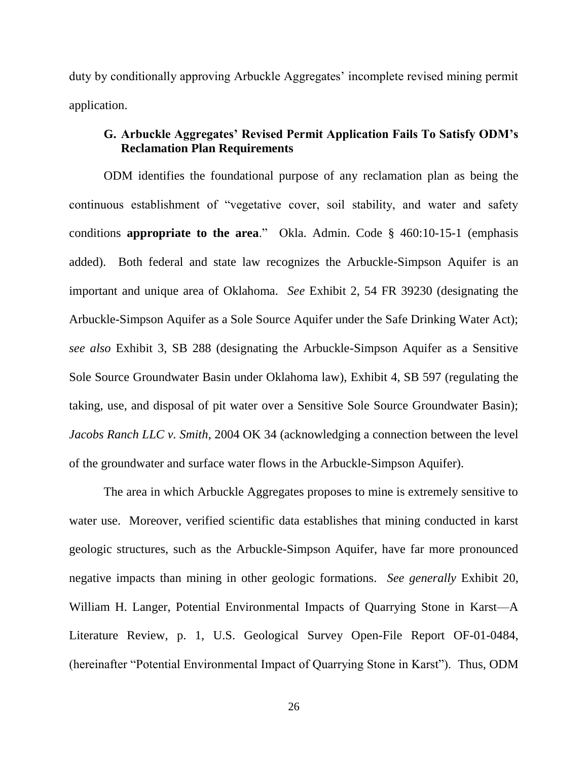duty by conditionally approving Arbuckle Aggregates' incomplete revised mining permit application.

### G. Arbuckle Aggregates' Revised Permit Application Fails To Satisfy ODM's Reclamation Plan Requirements

ODM identifies the foundational purpose of any reclamation plan as being the continuous establishment of "vegetative cover, soil stability, and water and safety conditions **appropriate to the area**." Okla. Admin. Code § 460:10-15-1 (emphasis added). Both federal and state law recognizes the Arbuckle-Simpson Aquifer is an important and unique area of Oklahoma. *See* Exhibit 2, 54 FR 39230 (designating the Arbuckle-Simpson Aquifer as a Sole Source Aquifer under the Safe Drinking Water Act); *see also* Exhibit 3, SB 288 (designating the Arbuckle-Simpson Aquifer as a Sensitive Sole Source Groundwater Basin under Oklahoma law), Exhibit 4, SB 597 (regulating the taking, use, and disposal of pit water over a Sensitive Sole Source Groundwater Basin); *Jacobs Ranch LLC v. Smith*, 2004 OK 34 (acknowledging a connection between the level of the groundwater and surface water flows in the Arbuckle-Simpson Aquifer).

The area in which Arbuckle Aggregates proposes to mine is extremely sensitive to water use. Moreover, verified scientific data establishes that mining conducted in karst geologic structures, such as the Arbuckle-Simpson Aquifer, have far more pronounced negative impacts than mining in other geologic formations. *See generally* Exhibit 20, William H. Langer, Potential Environmental Impacts of Quarrying Stone in Karst—A Literature Review, p. 1, U.S. Geological Survey Open-File Report OF-01-0484, (hereinafter "Potential Environmental Impact of Quarrying Stone in Karst"). Thus, ODM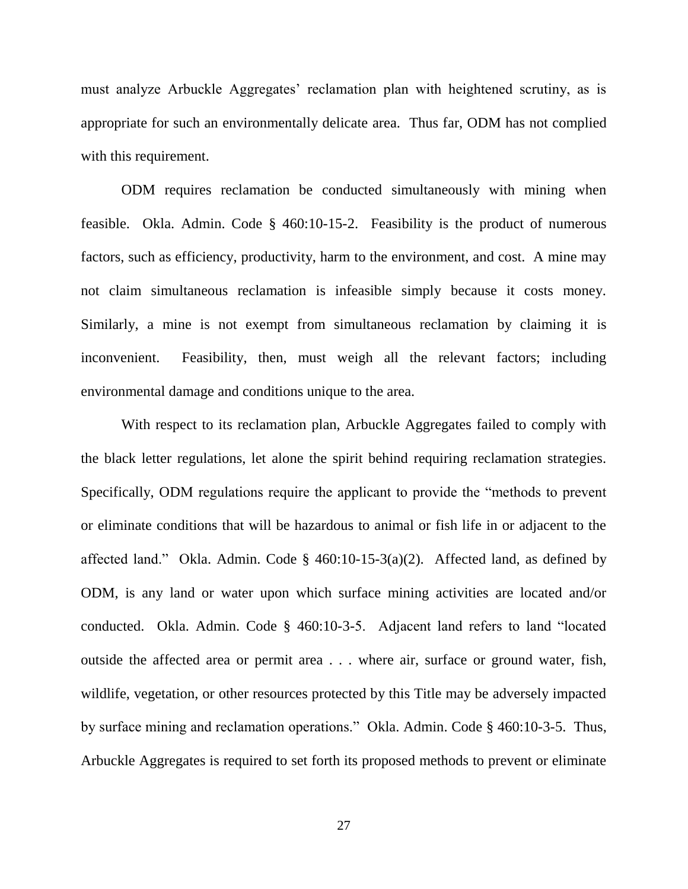must analyze Arbuckle Aggregates' reclamation plan with heightened scrutiny, as is appropriate for such an environmentally delicate area. Thus far, ODM has not complied with this requirement.

ODM requires reclamation be conducted simultaneously with mining when feasible. Okla. Admin. Code § 460:10-15-2. Feasibility is the product of numerous factors, such as efficiency, productivity, harm to the environment, and cost. A mine may not claim simultaneous reclamation is infeasible simply because it costs money. Similarly, a mine is not exempt from simultaneous reclamation by claiming it is inconvenient. Feasibility, then, must weigh all the relevant factors; including environmental damage and conditions unique to the area.

With respect to its reclamation plan, Arbuckle Aggregates failed to comply with the black letter regulations, let alone the spirit behind requiring reclamation strategies. Specifically, ODM regulations require the applicant to provide the "methods to prevent or eliminate conditions that will be hazardous to animal or fish life in or adjacent to the affected land." Okla. Admin. Code § 460:10-15-3(a)(2). Affected land, as defined by ODM, is any land or water upon which surface mining activities are located and/or conducted. Okla. Admin. Code § 460:10-3-5. Adjacent land refers to land "located outside the affected area or permit area . . . where air, surface or ground water, fish, wildlife, vegetation, or other resources protected by this Title may be adversely impacted by surface mining and reclamation operations." Okla. Admin. Code § 460:10-3-5. Thus, Arbuckle Aggregates is required to set forth its proposed methods to prevent or eliminate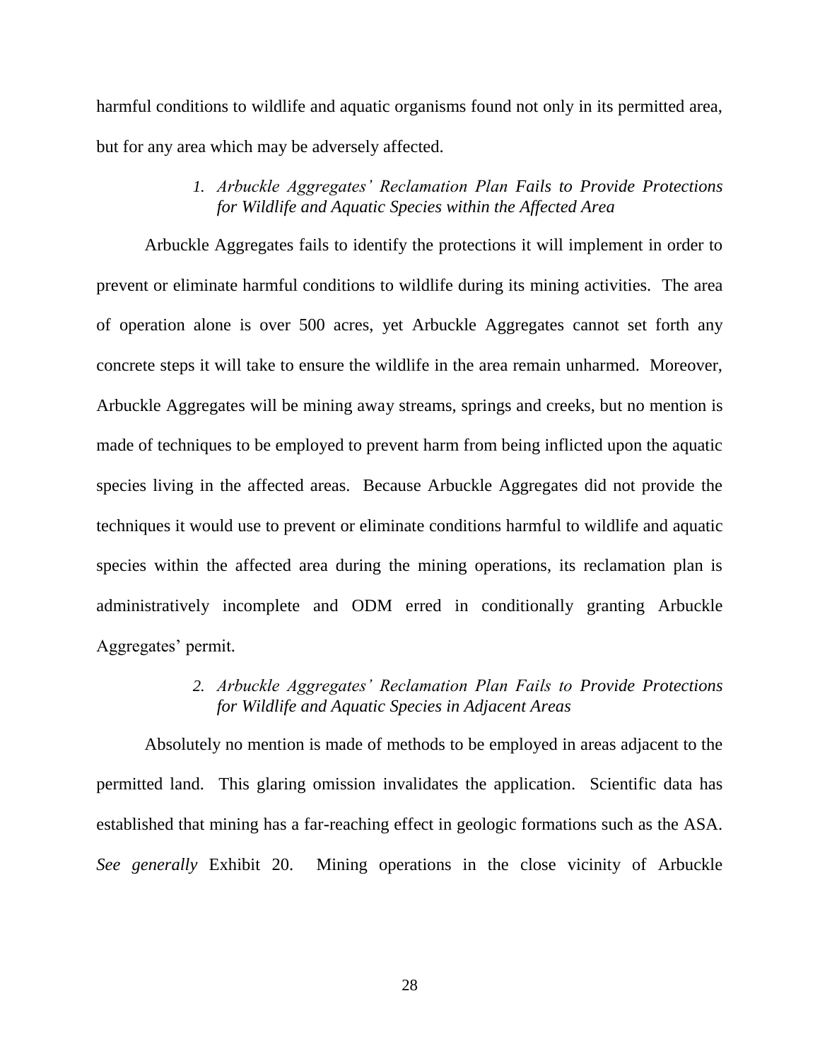harmful conditions to wildlife and aquatic organisms found not only in its permitted area, but for any area which may be adversely affected.

### *1. Arbuckle Aggregates' Reclamation Plan Fails to Provide Protections for Wildlife and Aquatic Species within the Affected Area*

Arbuckle Aggregates fails to identify the protections it will implement in order to prevent or eliminate harmful conditions to wildlife during its mining activities. The area of operation alone is over 500 acres, yet Arbuckle Aggregates cannot set forth any concrete steps it will take to ensure the wildlife in the area remain unharmed. Moreover, Arbuckle Aggregates will be mining away streams, springs and creeks, but no mention is made of techniques to be employed to prevent harm from being inflicted upon the aquatic species living in the affected areas. Because Arbuckle Aggregates did not provide the techniques it would use to prevent or eliminate conditions harmful to wildlife and aquatic species within the affected area during the mining operations, its reclamation plan is administratively incomplete and ODM erred in conditionally granting Arbuckle Aggregates' permit.

### *2. Arbuckle Aggregates' Reclamation Plan Fails to Provide Protections for Wildlife and Aquatic Species in Adjacent Areas*

Absolutely no mention is made of methods to be employed in areas adjacent to the permitted land. This glaring omission invalidates the application. Scientific data has established that mining has a far-reaching effect in geologic formations such as the ASA. *See generally* Exhibit 20. Mining operations in the close vicinity of Arbuckle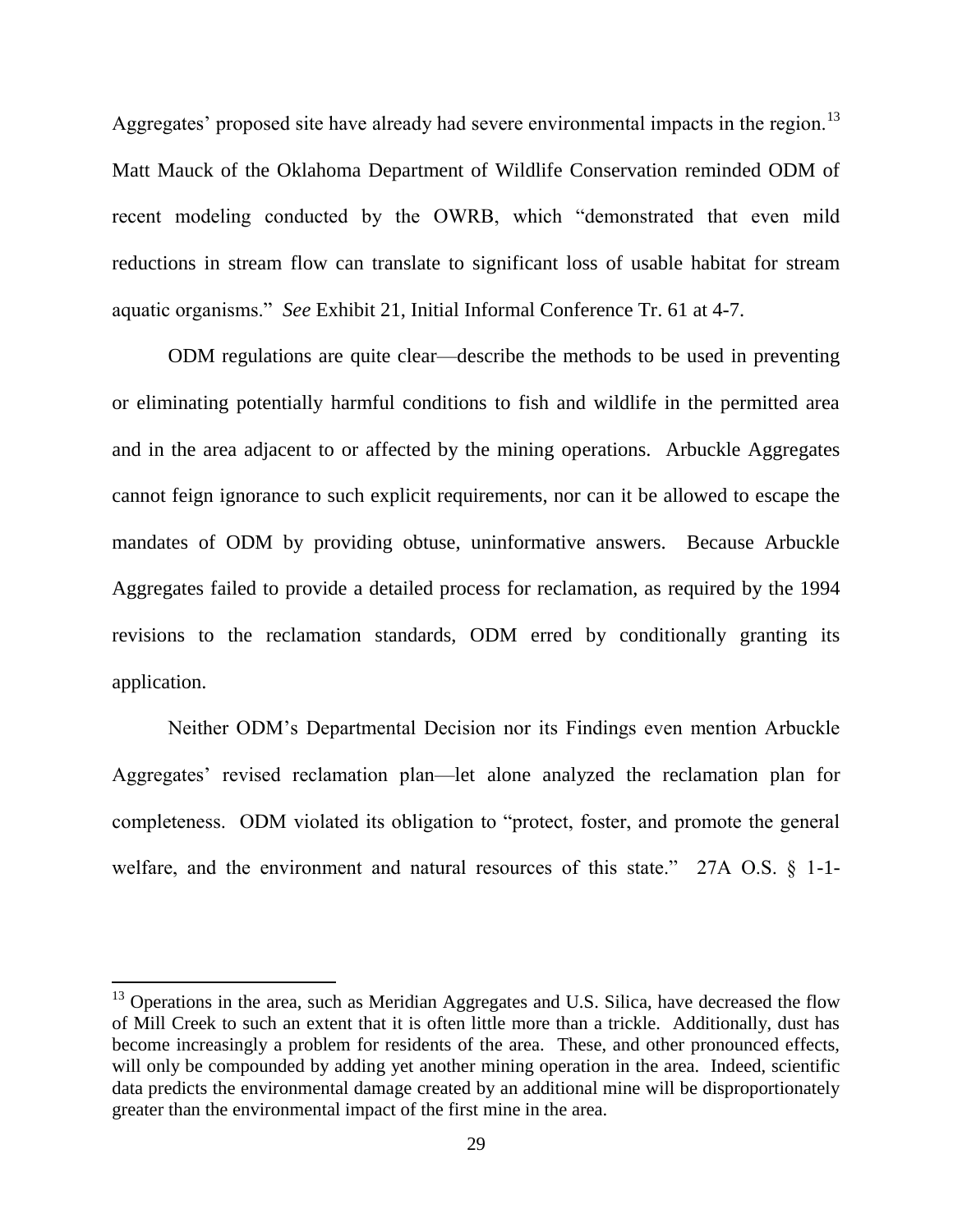Aggregates' proposed site have already had severe environmental impacts in the region.[13] Matt Mauck of the Oklahoma Department of Wildlife Conservation reminded ODM of recent modeling conducted by the OWRB, which "demonstrated that even mild reductions in stream flow can translate to significant loss of usable habitat for stream aquatic organisms." *See* Exhibit 21, Initial Informal Conference Tr. 61 at 4-7.

ODM regulations are quite clear—describe the methods to be used in preventing or eliminating potentially harmful conditions to fish and wildlife in the permitted area and in the area adjacent to or affected by the mining operations. Arbuckle Aggregates cannot feign ignorance to such explicit requirements, nor can it be allowed to escape the mandates of ODM by providing obtuse, uninformative answers. Because Arbuckle Aggregates failed to provide a detailed process for reclamation, as required by the 1994 revisions to the reclamation standards, ODM erred by conditionally granting its application.

Neither ODM's Departmental Decision nor its Findings even mention Arbuckle Aggregates' revised reclamation plan—let alone analyzed the reclamation plan for completeness. ODM violated its obligation to "protect, foster, and promote the general welfare, and the environment and natural resources of this state." 27A O.S. § 1-1-

---

[13] Operations in the area, such as Meridian Aggregates and U.S. Silica, have decreased the flow of Mill Creek to such an extent that it is often little more than a trickle. Additionally, dust has become increasingly a problem for residents of the area. These, and other pronounced effects, will only be compounded by adding yet another mining operation in the area. Indeed, scientific data predicts the environmental damage created by an additional mine will be disproportionately greater than the environmental impact of the first mine in the area.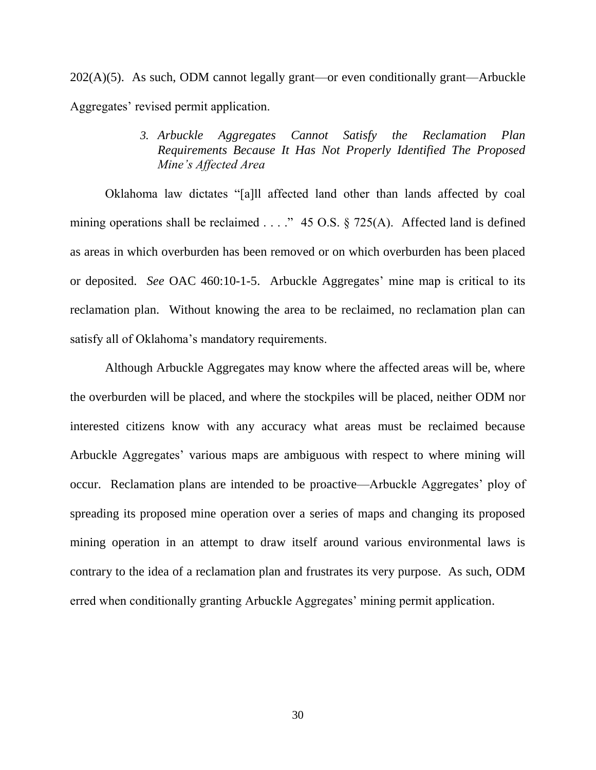202(A)(5). As such, ODM cannot legally grant—or even conditionally grant—Arbuckle Aggregates' revised permit application.

### *3. Arbuckle Aggregates Cannot Satisfy the Reclamation Plan Requirements Because It Has Not Properly Identified The Proposed Mine's Affected Area*

Oklahoma law dictates "[a]ll affected land other than lands affected by coal mining operations shall be reclaimed . . . ." 45 O.S. § 725(A). Affected land is defined as areas in which overburden has been removed or on which overburden has been placed or deposited. *See* OAC 460:10-1-5. Arbuckle Aggregates' mine map is critical to its reclamation plan. Without knowing the area to be reclaimed, no reclamation plan can satisfy all of Oklahoma's mandatory requirements.

Although Arbuckle Aggregates may know where the affected areas will be, where the overburden will be placed, and where the stockpiles will be placed, neither ODM nor interested citizens know with any accuracy what areas must be reclaimed because Arbuckle Aggregates' various maps are ambiguous with respect to where mining will occur. Reclamation plans are intended to be proactive—Arbuckle Aggregates' ploy of spreading its proposed mine operation over a series of maps and changing its proposed mining operation in an attempt to draw itself around various environmental laws is contrary to the idea of a reclamation plan and frustrates its very purpose. As such, ODM erred when conditionally granting Arbuckle Aggregates' mining permit application.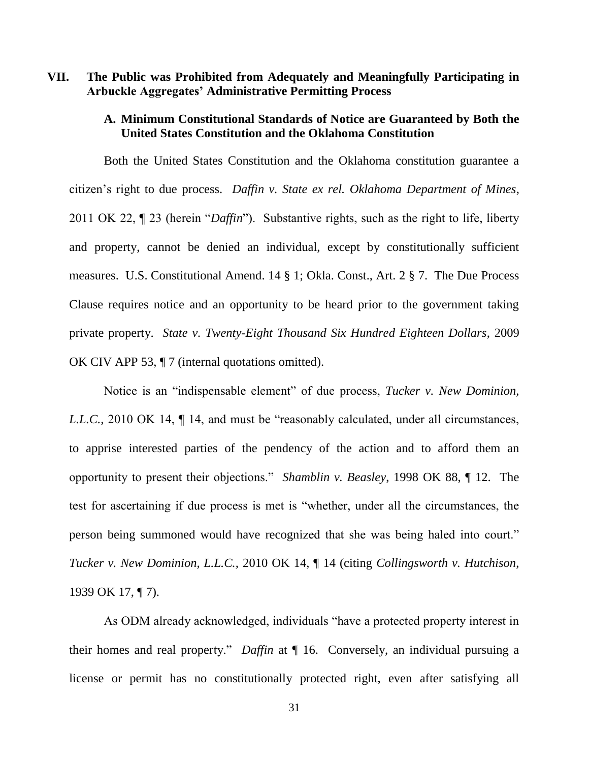## VII. The Public was Prohibited from Adequately and Meaningfully Participating in Arbuckle Aggregates' Administrative Permitting Process

### A. Minimum Constitutional Standards of Notice are Guaranteed by Both the United States Constitution and the Oklahoma Constitution

Both the United States Constitution and the Oklahoma constitution guarantee a citizen's right to due process. *Daffin v. State ex rel. Oklahoma Department of Mines*, 2011 OK 22, ¶ 23 (herein "*Daffin*"). Substantive rights, such as the right to life, liberty and property, cannot be denied an individual, except by constitutionally sufficient measures. U.S. Constitutional Amend. 14 § 1; Okla. Const., Art. 2 § 7. The Due Process Clause requires notice and an opportunity to be heard prior to the government taking private property. *State v. Twenty-Eight Thousand Six Hundred Eighteen Dollars*, 2009 OK CIV APP 53, ¶ 7 (internal quotations omitted).

Notice is an "indispensable element" of due process, *Tucker v. New Dominion, L.L.C.,* 2010 OK 14, ¶ 14, and must be "reasonably calculated, under all circumstances, to apprise interested parties of the pendency of the action and to afford them an opportunity to present their objections." *Shamblin v. Beasley*, 1998 OK 88, ¶ 12. The test for ascertaining if due process is met is "whether, under all the circumstances, the person being summoned would have recognized that she was being haled into court." *Tucker v. New Dominion, L.L.C.,* 2010 OK 14, ¶ 14 (citing *Collingsworth v. Hutchison*, 1939 OK 17, ¶ 7).

As ODM already acknowledged, individuals "have a protected property interest in their homes and real property." *Daffin* at ¶ 16. Conversely, an individual pursuing a license or permit has no constitutionally protected right, even after satisfying all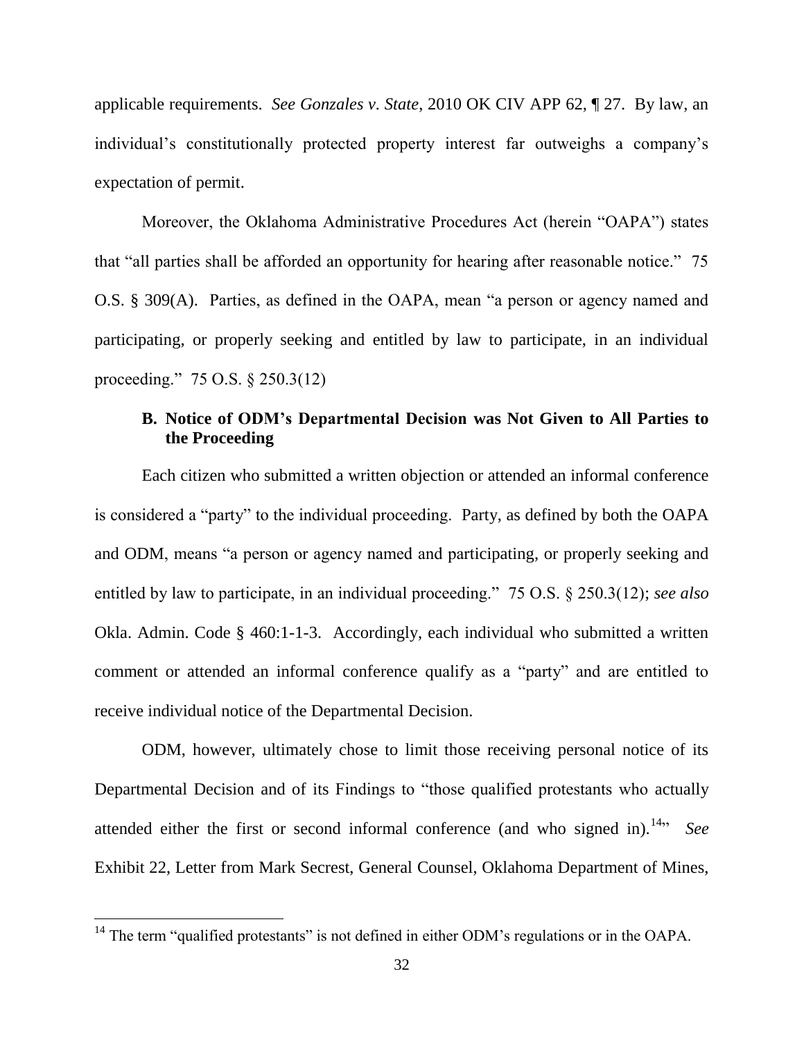applicable requirements. *See Gonzales v. State*, 2010 OK CIV APP 62, ¶ 27. By law, an individual's constitutionally protected property interest far outweighs a company's expectation of permit.

Moreover, the Oklahoma Administrative Procedures Act (herein "OAPA") states that "all parties shall be afforded an opportunity for hearing after reasonable notice." 75 O.S. § 309(A). Parties, as defined in the OAPA, mean "a person or agency named and participating, or properly seeking and entitled by law to participate, in an individual proceeding." 75 O.S. § 250.3(12)

### B. Notice of ODM's Departmental Decision was Not Given to All Parties to the Proceeding

Each citizen who submitted a written objection or attended an informal conference is considered a "party" to the individual proceeding. Party, as defined by both the OAPA and ODM, means "a person or agency named and participating, or properly seeking and entitled by law to participate, in an individual proceeding." 75 O.S. § 250.3(12); *see also* Okla. Admin. Code § 460:1-1-3. Accordingly, each individual who submitted a written comment or attended an informal conference qualify as a "party" and are entitled to receive individual notice of the Departmental Decision.

ODM, however, ultimately chose to limit those receiving personal notice of its Departmental Decision and of its Findings to "those qualified protestants who actually attended either the first or second informal conference (and who signed in).[14]" *See* Exhibit 22, Letter from Mark Secrest, General Counsel, Oklahoma Department of Mines,

[14] The term "qualified protestants" is not defined in either ODM's regulations or in the OAPA.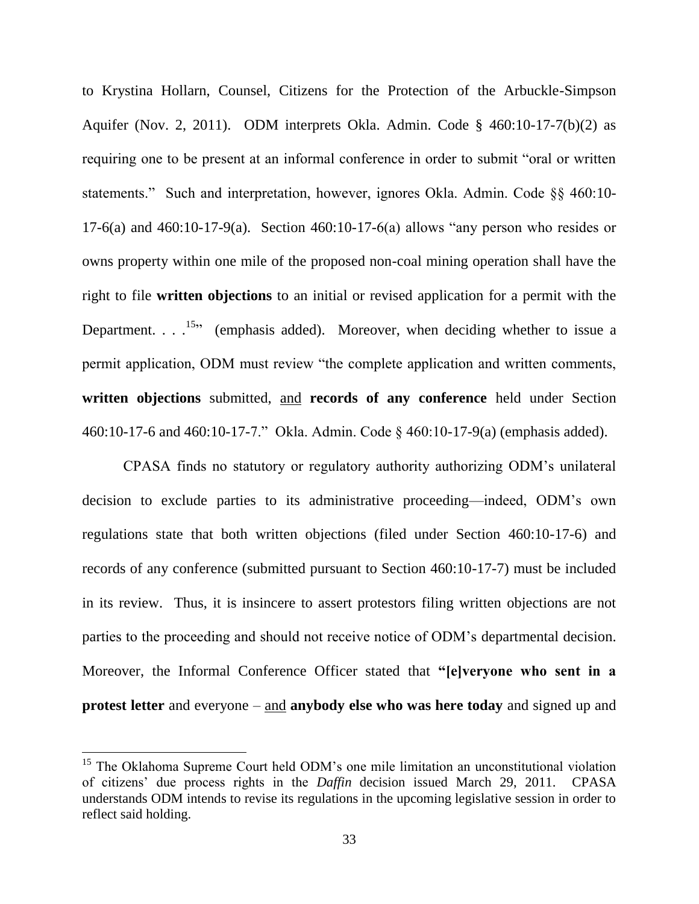to Krystina Hollarn, Counsel, Citizens for the Protection of the Arbuckle-Simpson Aquifer (Nov. 2, 2011). ODM interprets Okla. Admin. Code § 460:10-17-7(b)(2) as requiring one to be present at an informal conference in order to submit "oral or written statements." Such and interpretation, however, ignores Okla. Admin. Code §§ 460:10-17-6(a) and 460:10-17-9(a). Section 460:10-17-6(a) allows "any person who resides or owns property within one mile of the proposed non-coal mining operation shall have the right to file **written objections** to an initial or revised application for a permit with the Department. . . .[15]" (emphasis added). Moreover, when deciding whether to issue a permit application, ODM must review "the complete application and written comments, **written objections** submitted, <u>and</u> **records of any conference** held under Section 460:10-17-6 and 460:10-17-7." Okla. Admin. Code § 460:10-17-9(a) (emphasis added).

CPASA finds no statutory or regulatory authority authorizing ODM's unilateral decision to exclude parties to its administrative proceeding—indeed, ODM's own regulations state that both written objections (filed under Section 460:10-17-6) and records of any conference (submitted pursuant to Section 460:10-17-7) must be included in its review. Thus, it is insincere to assert protestors filing written objections are not parties to the proceeding and should not receive notice of ODM's departmental decision. Moreover, the Informal Conference Officer stated that **"[e]veryone who sent in a protest letter** and everyone – <u>and</u> **anybody else who was here today** and signed up and

---

[15] The Oklahoma Supreme Court held ODM's one mile limitation an unconstitutional violation of citizens' due process rights in the *Daffin* decision issued March 29, 2011. CPASA understands ODM intends to revise its regulations in the upcoming legislative session in order to reflect said holding.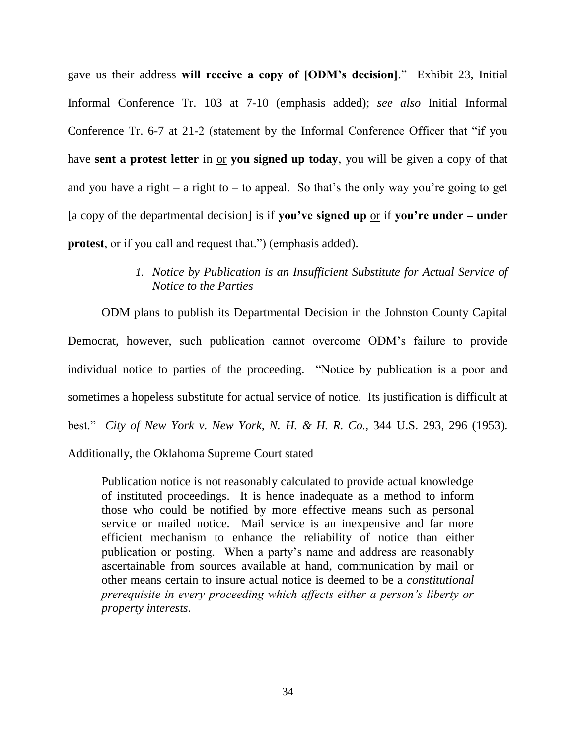gave us their address **will receive a copy of [ODM's decision]**." Exhibit 23, Initial Informal Conference Tr. 103 at 7-10 (emphasis added); *see also* Initial Informal Conference Tr. 6-7 at 21-2 (statement by the Informal Conference Officer that "if you have **sent a protest letter** in <u>or</u> **you signed up today**, you will be given a copy of that and you have a right – a right to – to appeal. So that's the only way you're going to get [a copy of the departmental decision] is if **you've signed up** <u>or</u> if **you're under – under protest**, or if you call and request that.") (emphasis added).

### *1. Notice by Publication is an Insufficient Substitute for Actual Service of Notice to the Parties*

ODM plans to publish its Departmental Decision in the Johnston County Capital Democrat, however, such publication cannot overcome ODM's failure to provide individual notice to parties of the proceeding. "Notice by publication is a poor and sometimes a hopeless substitute for actual service of notice. Its justification is difficult at best." *City of New York v. New York, N. H. & H. R. Co.*, 344 U.S. 293, 296 (1953). Additionally, the Oklahoma Supreme Court stated

> Publication notice is not reasonably calculated to provide actual knowledge of instituted proceedings. It is hence inadequate as a method to inform those who could be notified by more effective means such as personal service or mailed notice. Mail service is an inexpensive and far more efficient mechanism to enhance the reliability of notice than either publication or posting. When a party's name and address are reasonably ascertainable from sources available at hand, communication by mail or other means certain to insure actual notice is deemed to be a *constitutional prerequisite in every proceeding which affects either a person's liberty or property interests.*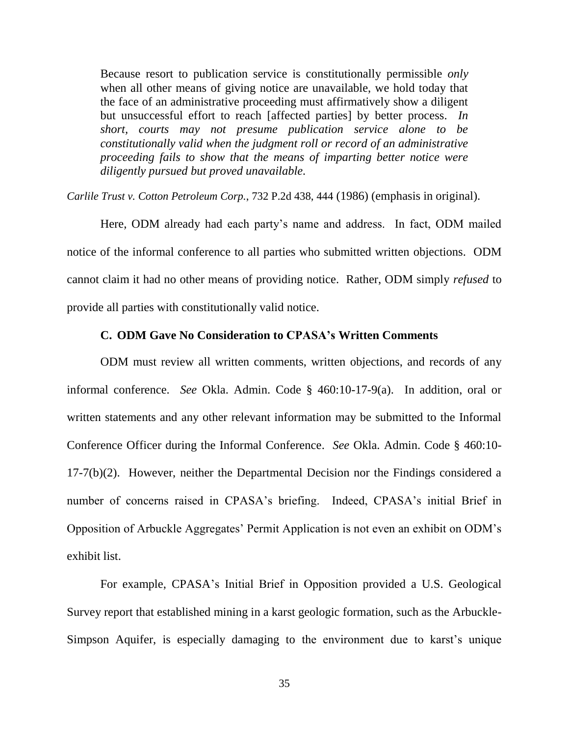> Because resort to publication service is constitutionally permissible *only* when all other means of giving notice are unavailable, we hold today that the face of an administrative proceeding must affirmatively show a diligent but unsuccessful effort to reach [affected parties] by better process. *In short, courts may not presume publication service alone to be constitutionally valid when the judgment roll or record of an administrative proceeding fails to show that the means of imparting better notice were diligently pursued but proved unavailable.*

*Carlile Trust v. Cotton Petroleum Corp.*, 732 P.2d 438, 444 (1986) (emphasis in original).

Here, ODM already had each party's name and address. In fact, ODM mailed notice of the informal conference to all parties who submitted written objections. ODM cannot claim it had no other means of providing notice. Rather, ODM simply *refused* to provide all parties with constitutionally valid notice.

### C. ODM Gave No Consideration to CPASA's Written Comments

ODM must review all written comments, written objections, and records of any informal conference. *See* Okla. Admin. Code § 460:10-17-9(a). In addition, oral or written statements and any other relevant information may be submitted to the Informal Conference Officer during the Informal Conference. *See* Okla. Admin. Code § 460:10-17-7(b)(2). However, neither the Departmental Decision nor the Findings considered a number of concerns raised in CPASA's briefing. Indeed, CPASA's initial Brief in Opposition of Arbuckle Aggregates' Permit Application is not even an exhibit on ODM's exhibit list.

For example, CPASA's Initial Brief in Opposition provided a U.S. Geological Survey report that established mining in a karst geologic formation, such as the Arbuckle-Simpson Aquifer, is especially damaging to the environment due to karst's unique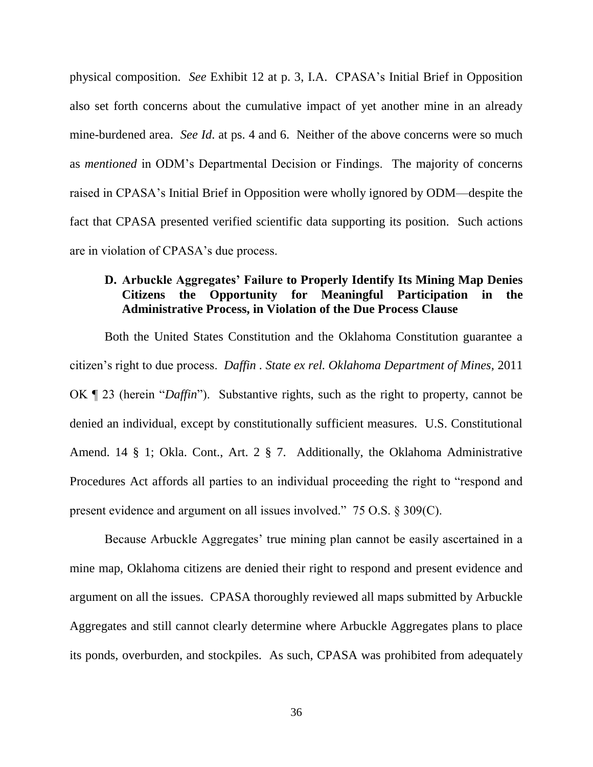physical composition. *See* Exhibit 12 at p. 3, I.A. CPASA's Initial Brief in Opposition also set forth concerns about the cumulative impact of yet another mine in an already mine-burdened area. *See Id*. at ps. 4 and 6. Neither of the above concerns were so much as *mentioned* in ODM's Departmental Decision or Findings. The majority of concerns raised in CPASA's Initial Brief in Opposition were wholly ignored by ODM—despite the fact that CPASA presented verified scientific data supporting its position. Such actions are in violation of CPASA's due process.

### D. Arbuckle Aggregates' Failure to Properly Identify Its Mining Map Denies Citizens the Opportunity for Meaningful Participation in the Administrative Process, in Violation of the Due Process Clause

Both the United States Constitution and the Oklahoma Constitution guarantee a citizen's right to due process. *Daffin . State ex rel. Oklahoma Department of Mines*, 2011 OK ¶ 23 (herein "*Daffin*"). Substantive rights, such as the right to property, cannot be denied an individual, except by constitutionally sufficient measures. U.S. Constitutional Amend. 14 § 1; Okla. Cont., Art. 2 § 7. Additionally, the Oklahoma Administrative Procedures Act affords all parties to an individual proceeding the right to "respond and present evidence and argument on all issues involved." 75 O.S. § 309(C).

Because Arbuckle Aggregates' true mining plan cannot be easily ascertained in a mine map, Oklahoma citizens are denied their right to respond and present evidence and argument on all the issues. CPASA thoroughly reviewed all maps submitted by Arbuckle Aggregates and still cannot clearly determine where Arbuckle Aggregates plans to place its ponds, overburden, and stockpiles. As such, CPASA was prohibited from adequately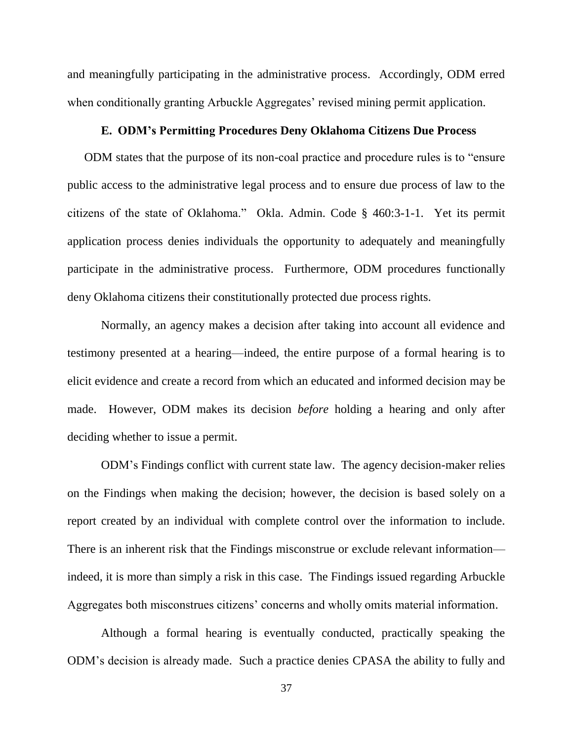and meaningfully participating in the administrative process. Accordingly, ODM erred when conditionally granting Arbuckle Aggregates' revised mining permit application.

### E. ODM's Permitting Procedures Deny Oklahoma Citizens Due Process

ODM states that the purpose of its non-coal practice and procedure rules is to "ensure public access to the administrative legal process and to ensure due process of law to the citizens of the state of Oklahoma." Okla. Admin. Code § 460:3-1-1. Yet its permit application process denies individuals the opportunity to adequately and meaningfully participate in the administrative process. Furthermore, ODM procedures functionally deny Oklahoma citizens their constitutionally protected due process rights.

Normally, an agency makes a decision after taking into account all evidence and testimony presented at a hearing—indeed, the entire purpose of a formal hearing is to elicit evidence and create a record from which an educated and informed decision may be made. However, ODM makes its decision *before* holding a hearing and only after deciding whether to issue a permit.

ODM's Findings conflict with current state law. The agency decision-maker relies on the Findings when making the decision; however, the decision is based solely on a report created by an individual with complete control over the information to include. There is an inherent risk that the Findings misconstrue or exclude relevant information—indeed, it is more than simply a risk in this case. The Findings issued regarding Arbuckle Aggregates both misconstrues citizens' concerns and wholly omits material information.

Although a formal hearing is eventually conducted, practically speaking the ODM's decision is already made. Such a practice denies CPASA the ability to fully and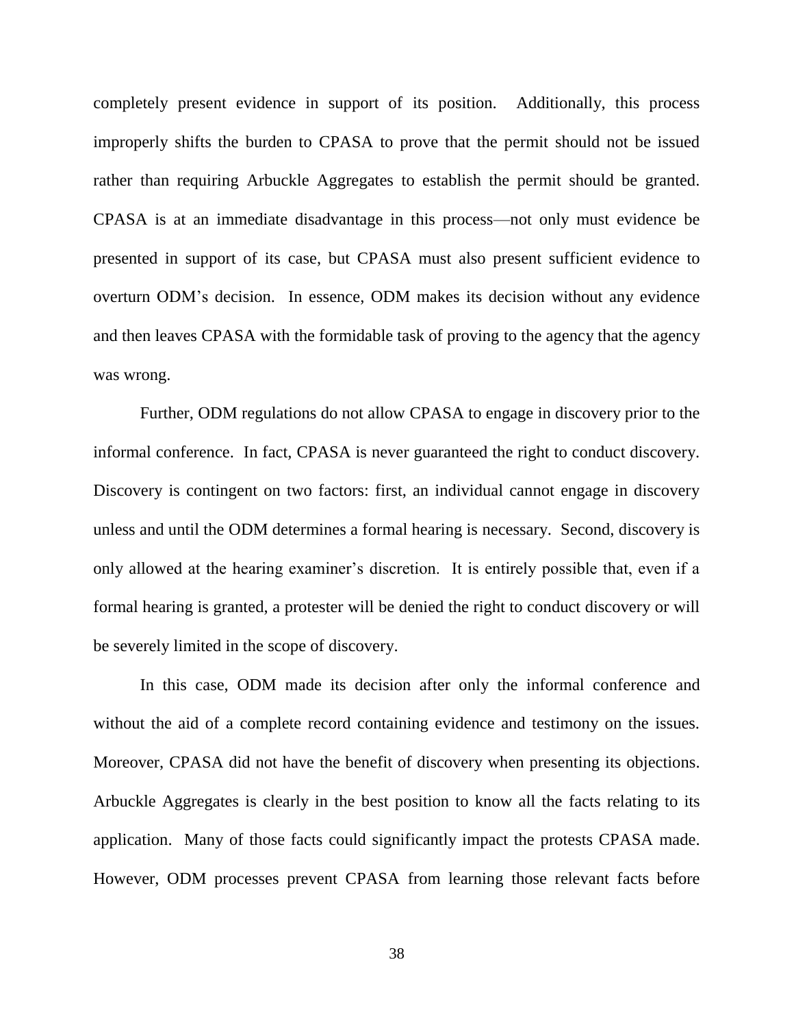completely present evidence in support of its position. Additionally, this process improperly shifts the burden to CPASA to prove that the permit should not be issued rather than requiring Arbuckle Aggregates to establish the permit should be granted. CPASA is at an immediate disadvantage in this process—not only must evidence be presented in support of its case, but CPASA must also present sufficient evidence to overturn ODM's decision. In essence, ODM makes its decision without any evidence and then leaves CPASA with the formidable task of proving to the agency that the agency was wrong.

Further, ODM regulations do not allow CPASA to engage in discovery prior to the informal conference. In fact, CPASA is never guaranteed the right to conduct discovery. Discovery is contingent on two factors: first, an individual cannot engage in discovery unless and until the ODM determines a formal hearing is necessary. Second, discovery is only allowed at the hearing examiner's discretion. It is entirely possible that, even if a formal hearing is granted, a protester will be denied the right to conduct discovery or will be severely limited in the scope of discovery.

In this case, ODM made its decision after only the informal conference and without the aid of a complete record containing evidence and testimony on the issues. Moreover, CPASA did not have the benefit of discovery when presenting its objections. Arbuckle Aggregates is clearly in the best position to know all the facts relating to its application. Many of those facts could significantly impact the protests CPASA made. However, ODM processes prevent CPASA from learning those relevant facts before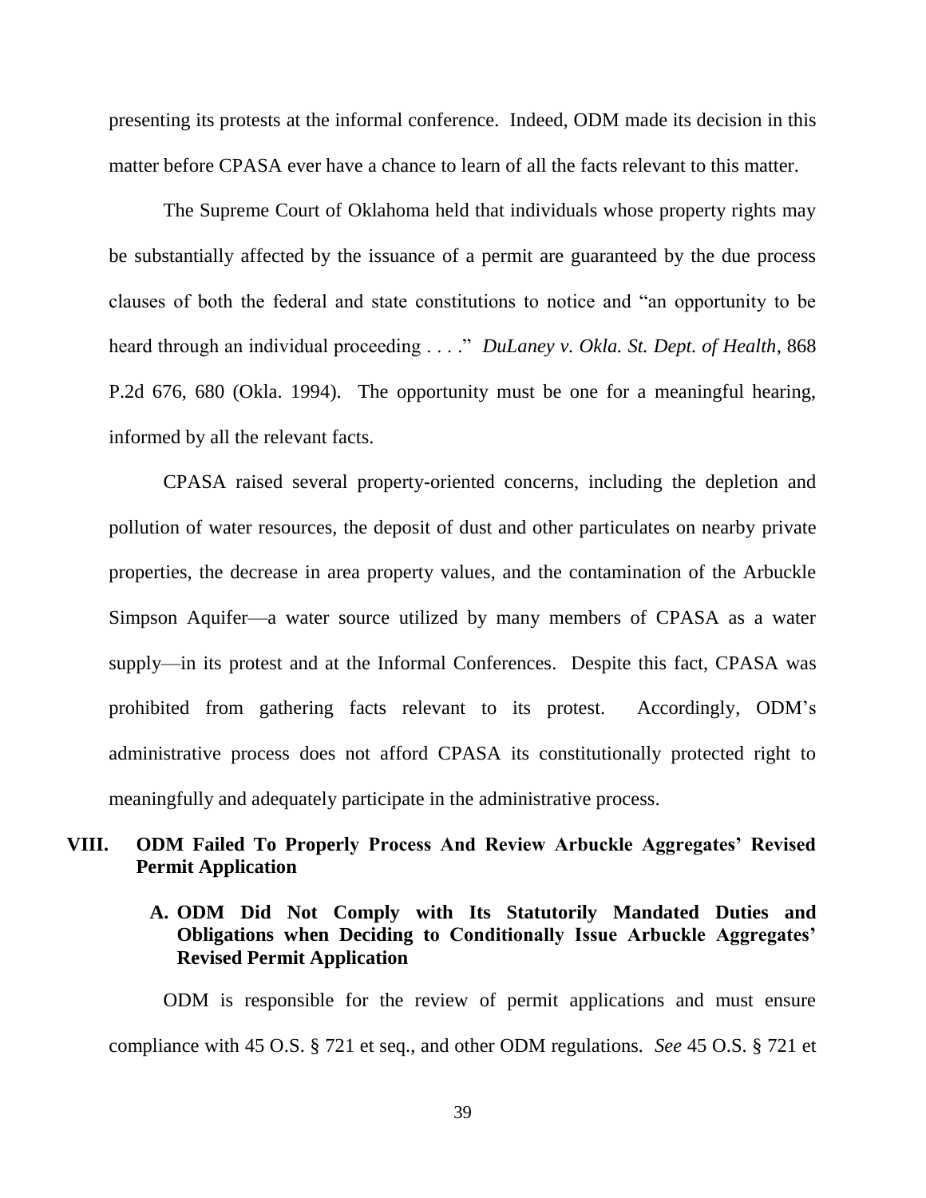presenting its protests at the informal conference. Indeed, ODM made its decision in this matter before CPASA ever have a chance to learn of all the facts relevant to this matter.

The Supreme Court of Oklahoma held that individuals whose property rights may be substantially affected by the issuance of a permit are guaranteed by the due process clauses of both the federal and state constitutions to notice and "an opportunity to be heard through an individual proceeding . . . ." *DuLaney v. Okla. St. Dept. of Health*, 868 P.2d 676, 680 (Okla. 1994). The opportunity must be one for a meaningful hearing, informed by all the relevant facts.

CPASA raised several property-oriented concerns, including the depletion and pollution of water resources, the deposit of dust and other particulates on nearby private properties, the decrease in area property values, and the contamination of the Arbuckle Simpson Aquifer—a water source utilized by many members of CPASA as a water supply—in its protest and at the Informal Conferences. Despite this fact, CPASA was prohibited from gathering facts relevant to its protest. Accordingly, ODM's administrative process does not afford CPASA its constitutionally protected right to meaningfully and adequately participate in the administrative process.

## VIII. ODM Failed To Properly Process And Review Arbuckle Aggregates' Revised Permit Application

### A. ODM Did Not Comply with Its Statutorily Mandated Duties and Obligations when Deciding to Conditionally Issue Arbuckle Aggregates' Revised Permit Application

ODM is responsible for the review of permit applications and must ensure compliance with 45 O.S. § 721 et seq., and other ODM regulations. *See* 45 O.S. § 721 et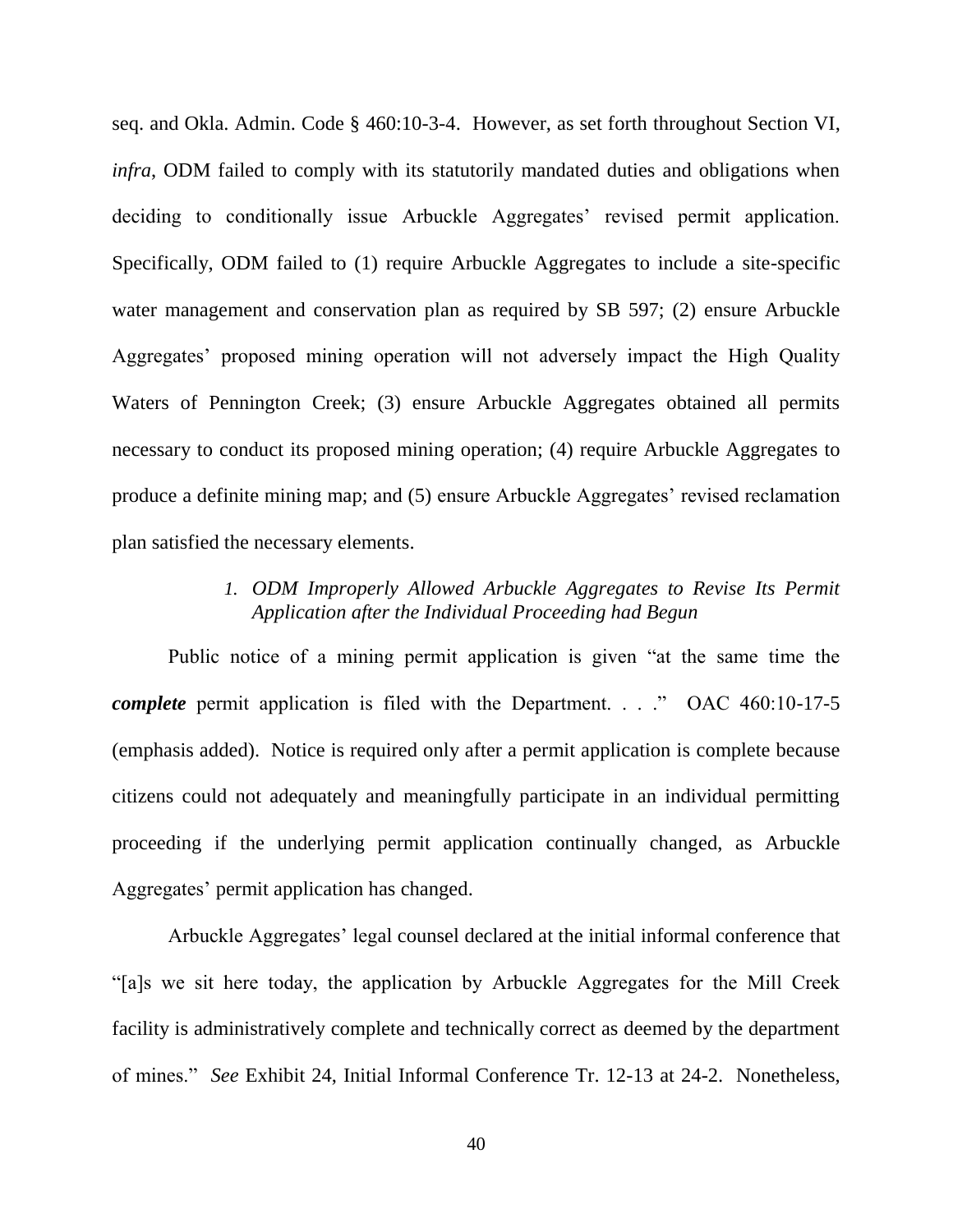seq. and Okla. Admin. Code § 460:10-3-4. However, as set forth throughout Section VI, *infra*, ODM failed to comply with its statutorily mandated duties and obligations when deciding to conditionally issue Arbuckle Aggregates' revised permit application. Specifically, ODM failed to (1) require Arbuckle Aggregates to include a site-specific water management and conservation plan as required by SB 597; (2) ensure Arbuckle Aggregates' proposed mining operation will not adversely impact the High Quality Waters of Pennington Creek; (3) ensure Arbuckle Aggregates obtained all permits necessary to conduct its proposed mining operation; (4) require Arbuckle Aggregates to produce a definite mining map; and (5) ensure Arbuckle Aggregates' revised reclamation plan satisfied the necessary elements.

#### *1. ODM Improperly Allowed Arbuckle Aggregates to Revise Its Permit Application after the Individual Proceeding had Begun*

Public notice of a mining permit application is given "at the same time the ***complete*** permit application is filed with the Department. . . ." OAC 460:10-17-5 (emphasis added). Notice is required only after a permit application is complete because citizens could not adequately and meaningfully participate in an individual permitting proceeding if the underlying permit application continually changed, as Arbuckle Aggregates' permit application has changed.

Arbuckle Aggregates' legal counsel declared at the initial informal conference that "[a]s we sit here today, the application by Arbuckle Aggregates for the Mill Creek facility is administratively complete and technically correct as deemed by the department of mines." *See* Exhibit 24, Initial Informal Conference Tr. 12-13 at 24-2. Nonetheless,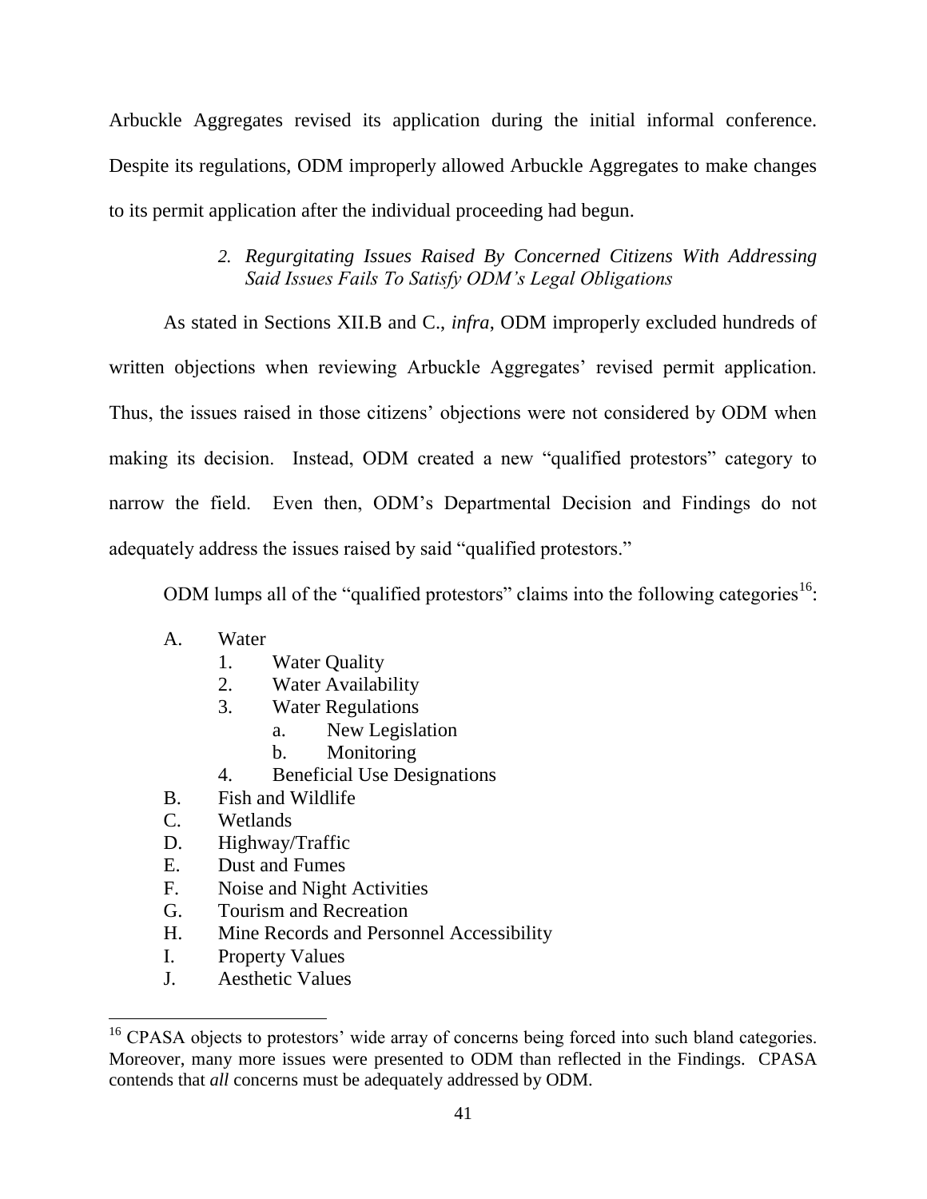Arbuckle Aggregates revised its application during the initial informal conference. Despite its regulations, ODM improperly allowed Arbuckle Aggregates to make changes to its permit application after the individual proceeding had begun.

### *2. Regurgitating Issues Raised By Concerned Citizens With Addressing Said Issues Fails To Satisfy ODM's Legal Obligations*

As stated in Sections XII.B and C., *infra*, ODM improperly excluded hundreds of written objections when reviewing Arbuckle Aggregates' revised permit application. Thus, the issues raised in those citizens' objections were not considered by ODM when making its decision. Instead, ODM created a new "qualified protestors" category to narrow the field. Even then, ODM's Departmental Decision and Findings do not adequately address the issues raised by said "qualified protestors."

ODM lumps all of the "qualified protestors" claims into the following categories[16]:

- A. Water
  - 1. Water Quality
  - 2. Water Availability
  - 3. Water Regulations
    - a. New Legislation
    - b. Monitoring
  - 4. Beneficial Use Designations
- B. Fish and Wildlife
- C. Wetlands
- D. Highway/Traffic
- E. Dust and Fumes
- F. Noise and Night Activities
- G. Tourism and Recreation
- H. Mine Records and Personnel Accessibility
- I. Property Values
- J. Aesthetic Values

---

[16] CPASA objects to protestors' wide array of concerns being forced into such bland categories. Moreover, many more issues were presented to ODM than reflected in the Findings. CPASA contends that *all* concerns must be adequately addressed by ODM.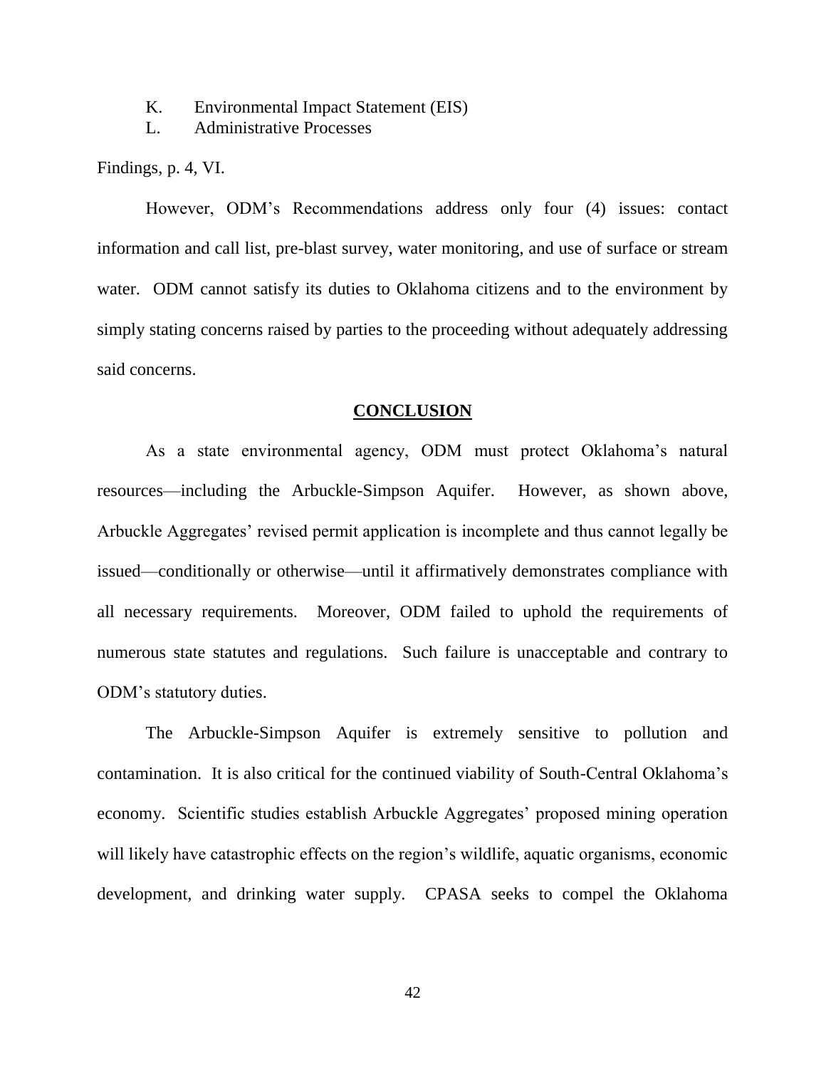K. Environmental Impact Statement (EIS)
L. Administrative Processes

Findings, p. 4, VI.

However, ODM's Recommendations address only four (4) issues: contact information and call list, pre-blast survey, water monitoring, and use of surface or stream water. ODM cannot satisfy its duties to Oklahoma citizens and to the environment by simply stating concerns raised by parties to the proceeding without adequately addressing said concerns.

## CONCLUSION

As a state environmental agency, ODM must protect Oklahoma's natural resources—including the Arbuckle-Simpson Aquifer. However, as shown above, Arbuckle Aggregates' revised permit application is incomplete and thus cannot legally be issued—conditionally or otherwise—until it affirmatively demonstrates compliance with all necessary requirements. Moreover, ODM failed to uphold the requirements of numerous state statutes and regulations. Such failure is unacceptable and contrary to ODM's statutory duties.

The Arbuckle-Simpson Aquifer is extremely sensitive to pollution and contamination. It is also critical for the continued viability of South-Central Oklahoma's economy. Scientific studies establish Arbuckle Aggregates' proposed mining operation will likely have catastrophic effects on the region's wildlife, aquatic organisms, economic development, and drinking water supply. CPASA seeks to compel the Oklahoma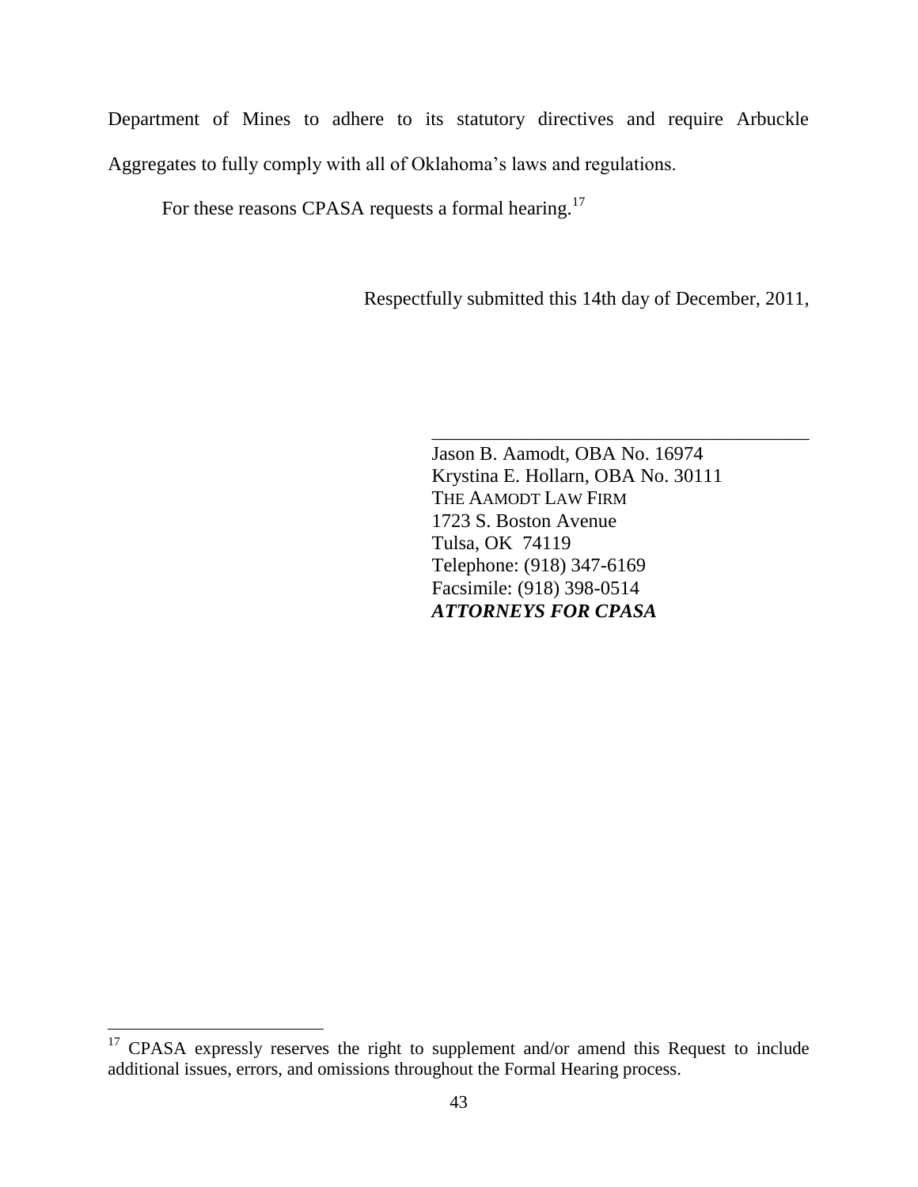Department of Mines to adhere to its statutory directives and require Arbuckle Aggregates to fully comply with all of Oklahoma's laws and regulations.

For these reasons CPASA requests a formal hearing.[17]

Respectfully submitted this 14th day of December, 2011,

\_\_\_\_\_\_\_\_\_\_\_\_\_\_\_\_\_\_\_\_\_\_\_\_\_\_\_\_\_\_\_\_\_\_\_\_\_\_\_\_

Jason B. Aamodt, OBA No. 16974
Krystina E. Hollarn, OBA No. 30111
THE AAMODT LAW FIRM
1723 S. Boston Avenue
Tulsa, OK 74119
Telephone: (918) 347-6169
Facsimile: (918) 398-0514
***ATTORNEYS FOR CPASA***

---

[17] CPASA expressly reserves the right to supplement and/or amend this Request to include additional issues, errors, and omissions throughout the Formal Hearing process.